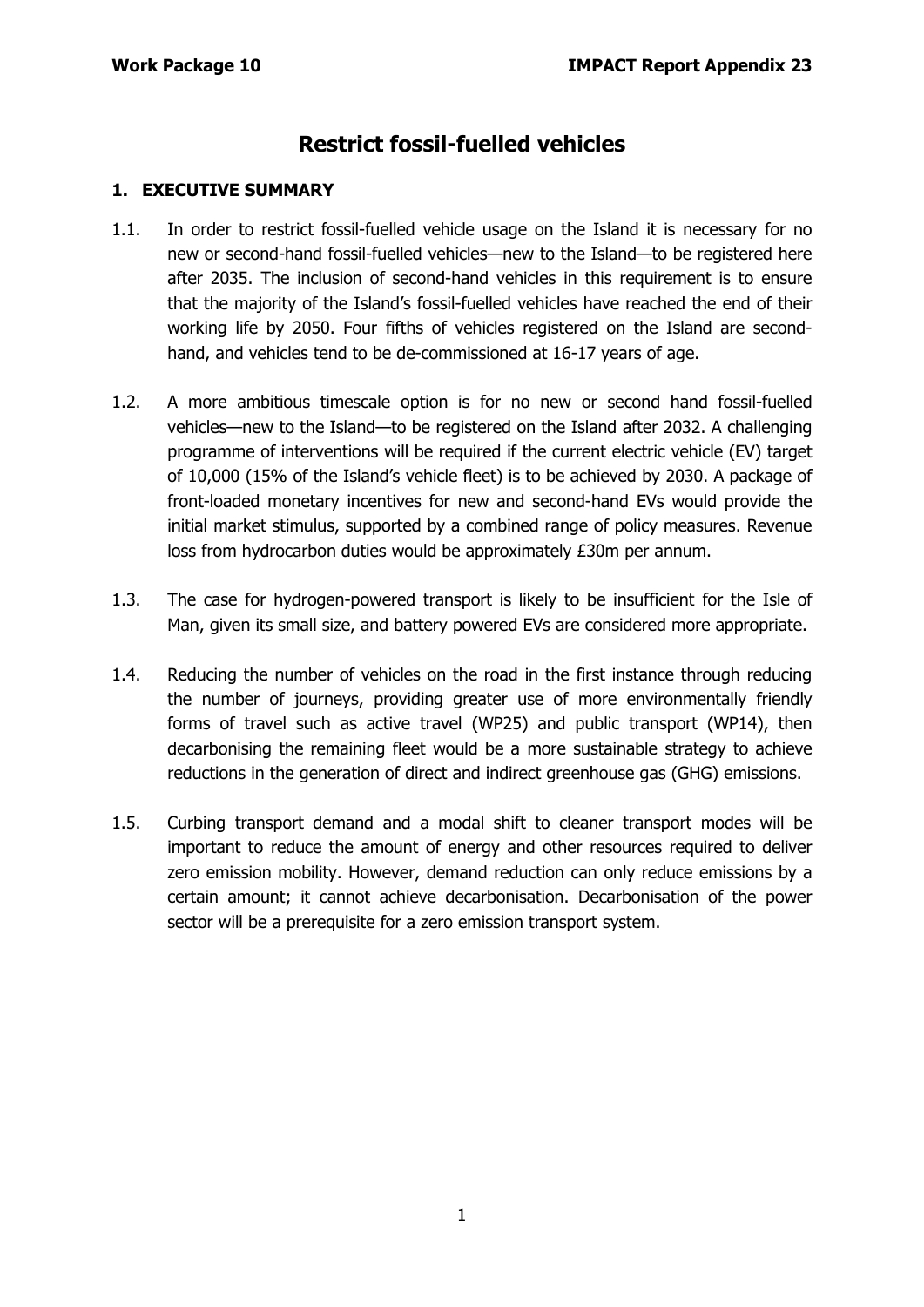# Restrict fossil-fuelled vehicles

## 1. EXECUTIVE SUMMARY

1.1. In order to restrict fossil-fuelled vehicle usage on the Island it is necessary for no new or second-hand fossil-fuelled vehicles—new to the Island—to be registered here after 2035. The inclusion of second-hand vehicles in this requirement is to ensure that the majority of the Island's fossil-fuelled vehicles have reached the end of their working life by 2050. Four fifths of vehicles registered on the Island are second-hand, and vehicles tend to be de-commissioned at 16-17 years of age.

1.2. A more ambitious timescale option is for no new or second hand fossil-fuelled vehicles—new to the Island—to be registered on the Island after 2032. A challenging programme of interventions will be required if the current electric vehicle (EV) target of 10,000 (15% of the Island's vehicle fleet) is to be achieved by 2030. A package of front-loaded monetary incentives for new and second-hand EVs would provide the initial market stimulus, supported by a combined range of policy measures. Revenue loss from hydrocarbon duties would be approximately £30m per annum.

1.3. The case for hydrogen-powered transport is likely to be insufficient for the Isle of Man, given its small size, and battery powered EVs are considered more appropriate.

1.4. Reducing the number of vehicles on the road in the first instance through reducing the number of journeys, providing greater use of more environmentally friendly forms of travel such as active travel (WP25) and public transport (WP14), then decarbonising the remaining fleet would be a more sustainable strategy to achieve reductions in the generation of direct and indirect greenhouse gas (GHG) emissions.

1.5. Curbing transport demand and a modal shift to cleaner transport modes will be important to reduce the amount of energy and other resources required to deliver zero emission mobility. However, demand reduction can only reduce emissions by a certain amount; it cannot achieve decarbonisation. Decarbonisation of the power sector will be a prerequisite for a zero emission transport system.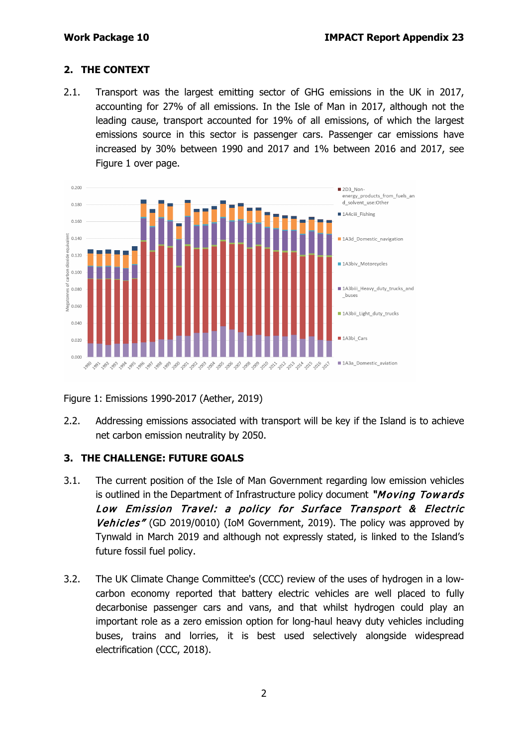## 2. THE CONTEXT

2.1. Transport was the largest emitting sector of GHG emissions in the UK in 2017, accounting for 27% of all emissions. In the Isle of Man in 2017, although not the leading cause, transport accounted for 19% of all emissions, of which the largest emissions source in this sector is passenger cars. Passenger car emissions have increased by 30% between 1990 and 2017 and 1% between 2016 and 2017, see Figure 1 over page.

Figure 1: Emissions 1990-2017 (Aether, 2019)

2.2. Addressing emissions associated with transport will be key if the Island is to achieve net carbon emission neutrality by 2050.

## 3. THE CHALLENGE: FUTURE GOALS

3.1. The current position of the Isle of Man Government regarding low emission vehicles is outlined in the Department of Infrastructure policy document ***"Moving Towards Low Emission Travel: a policy for Surface Transport & Electric Vehicles"*** (GD 2019/0010) (IoM Government, 2019). The policy was approved by Tynwald in March 2019 and although not expressly stated, is linked to the Island's future fossil fuel policy.

3.2. The UK Climate Change Committee's (CCC) review of the uses of hydrogen in a low-carbon economy reported that battery electric vehicles are well placed to fully decarbonise passenger cars and vans, and that whilst hydrogen could play an important role as a zero emission option for long-haul heavy duty vehicles including buses, trains and lorries, it is best used selectively alongside widespread electrification (CCC, 2018).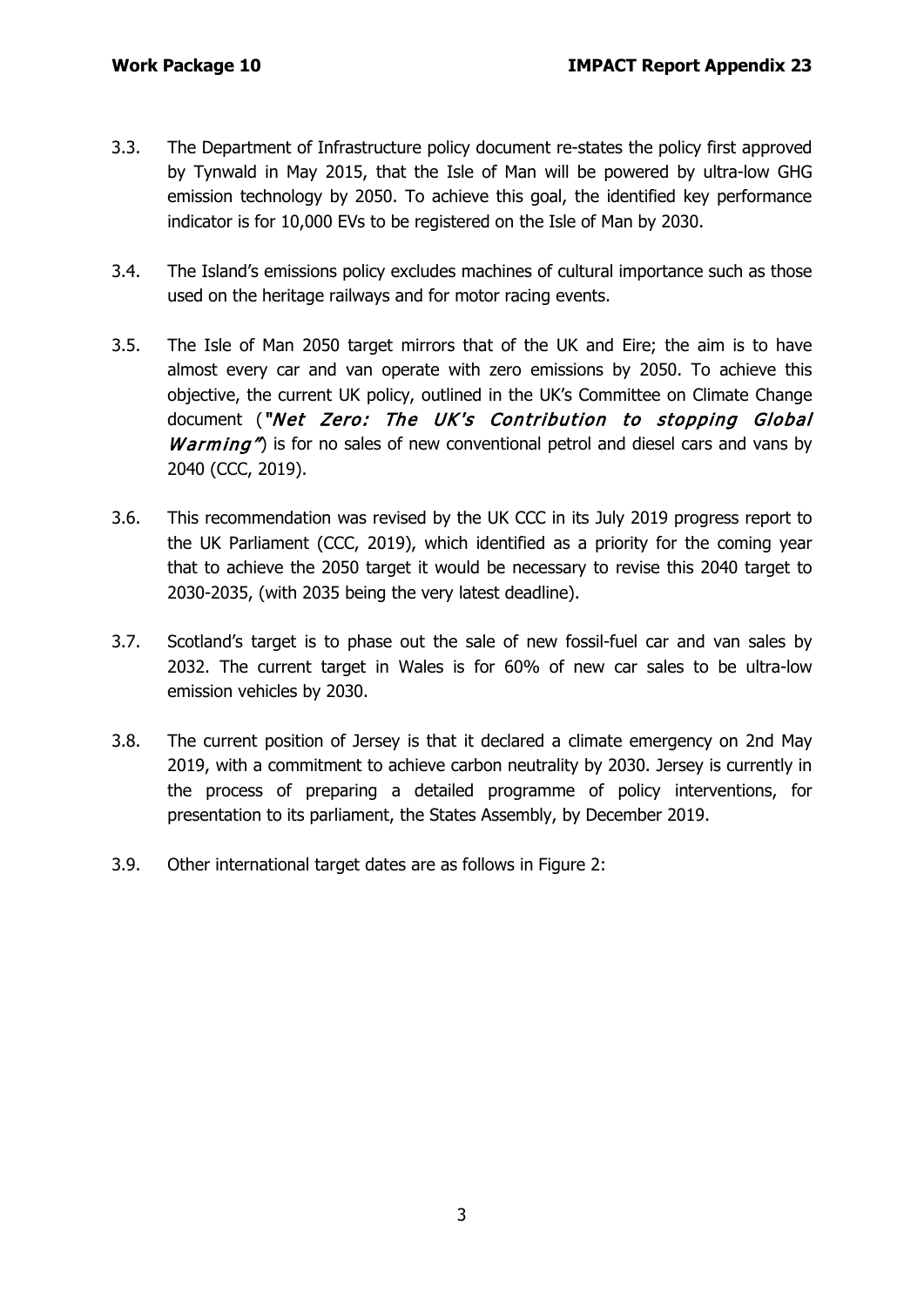3.3. The Department of Infrastructure policy document re-states the policy first approved by Tynwald in May 2015, that the Isle of Man will be powered by ultra-low GHG emission technology by 2050. To achieve this goal, the identified key performance indicator is for 10,000 EVs to be registered on the Isle of Man by 2030.

3.4. The Island's emissions policy excludes machines of cultural importance such as those used on the heritage railways and for motor racing events.

3.5. The Isle of Man 2050 target mirrors that of the UK and Eire; the aim is to have almost every car and van operate with zero emissions by 2050. To achieve this objective, the current UK policy, outlined in the UK's Committee on Climate Change document (*"Net Zero: The UK's Contribution to stopping Global Warming"*) is for no sales of new conventional petrol and diesel cars and vans by 2040 (CCC, 2019).

3.6. This recommendation was revised by the UK CCC in its July 2019 progress report to the UK Parliament (CCC, 2019), which identified as a priority for the coming year that to achieve the 2050 target it would be necessary to revise this 2040 target to 2030-2035, (with 2035 being the very latest deadline).

3.7. Scotland's target is to phase out the sale of new fossil-fuel car and van sales by 2032. The current target in Wales is for 60% of new car sales to be ultra-low emission vehicles by 2030.

3.8. The current position of Jersey is that it declared a climate emergency on 2nd May 2019, with a commitment to achieve carbon neutrality by 2030. Jersey is currently in the process of preparing a detailed programme of policy interventions, for presentation to its parliament, the States Assembly, by December 2019.

3.9. Other international target dates are as follows in Figure 2: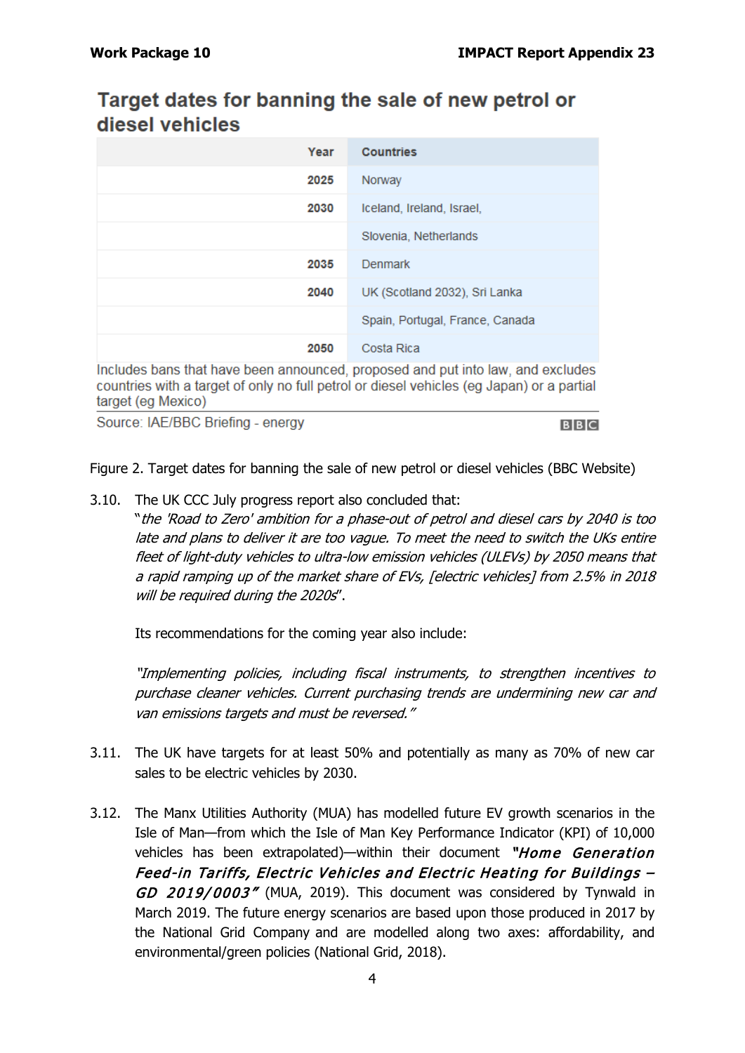### Target dates for banning the sale of new petrol or diesel vehicles

| Year | Countries |
|---|---|
| 2025 | Norway |
| 2030 | Iceland, Ireland, Israel, |
| | Slovenia, Netherlands |
| 2035 | Denmark |
| 2040 | UK (Scotland 2032), Sri Lanka |
| | Spain, Portugal, France, Canada |
| 2050 | Costa Rica |

Includes bans that have been announced, proposed and put into law, and excludes countries with a target of only no full petrol or diesel vehicles (eg Japan) or a partial target (eg Mexico)

Source: IAE/BBC Briefing - energy BBC

Figure 2. Target dates for banning the sale of new petrol or diesel vehicles (BBC Website)

3.10. The UK CCC July progress report also concluded that:
"*the 'Road to Zero' ambition for a phase-out of petrol and diesel cars by 2040 is too late and plans to deliver it are too vague. To meet the need to switch the UKs entire fleet of light-duty vehicles to ultra-low emission vehicles (ULEVs) by 2050 means that a rapid ramping up of the market share of EVs, [electric vehicles] from 2.5% in 2018 will be required during the 2020s*".

Its recommendations for the coming year also include:

*"Implementing policies, including fiscal instruments, to strengthen incentives to purchase cleaner vehicles. Current purchasing trends are undermining new car and van emissions targets and must be reversed."*

3.11. The UK have targets for at least 50% and potentially as many as 70% of new car sales to be electric vehicles by 2030.

3.12. The Manx Utilities Authority (MUA) has modelled future EV growth scenarios in the Isle of Man—from which the Isle of Man Key Performance Indicator (KPI) of 10,000 vehicles has been extrapolated)—within their document ***"Home Generation Feed-in Tariffs, Electric Vehicles and Electric Heating for Buildings – GD 2019/0003"*** (MUA, 2019). This document was considered by Tynwald in March 2019. The future energy scenarios are based upon those produced in 2017 by the National Grid Company and are modelled along two axes: affordability, and environmental/green policies (National Grid, 2018).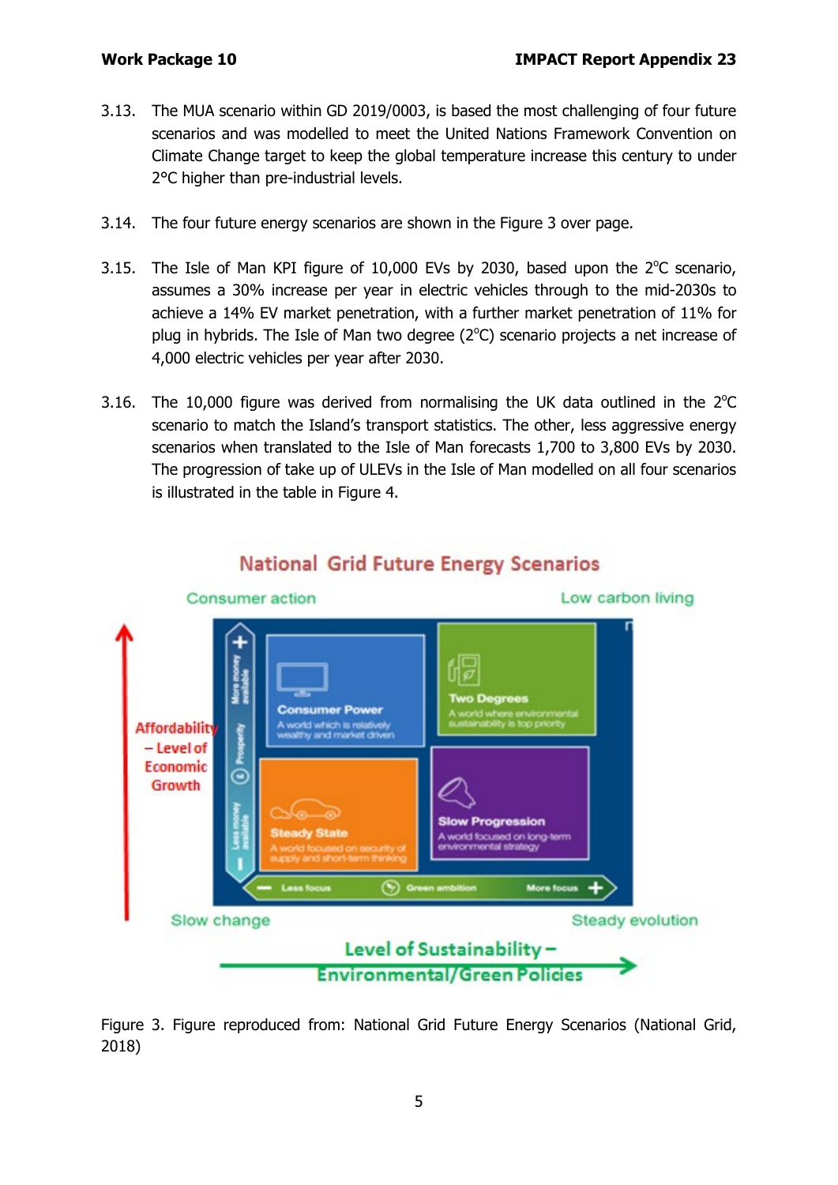3.13. The MUA scenario within GD 2019/0003, is based the most challenging of four future scenarios and was modelled to meet the United Nations Framework Convention on Climate Change target to keep the global temperature increase this century to under 2°C higher than pre-industrial levels.

3.14. The four future energy scenarios are shown in the Figure 3 over page.

3.15. The Isle of Man KPI figure of 10,000 EVs by 2030, based upon the 2°C scenario, assumes a 30% increase per year in electric vehicles through to the mid-2030s to achieve a 14% EV market penetration, with a further market penetration of 11% for plug in hybrids. The Isle of Man two degree (2°C) scenario projects a net increase of 4,000 electric vehicles per year after 2030.

3.16. The 10,000 figure was derived from normalising the UK data outlined in the 2°C scenario to match the Island's transport statistics. The other, less aggressive energy scenarios when translated to the Isle of Man forecasts 1,700 to 3,800 EVs by 2030. The progression of take up of ULEVs in the Isle of Man modelled on all four scenarios is illustrated in the table in Figure 4.

Figure 3. Figure reproduced from: National Grid Future Energy Scenarios (National Grid, 2018)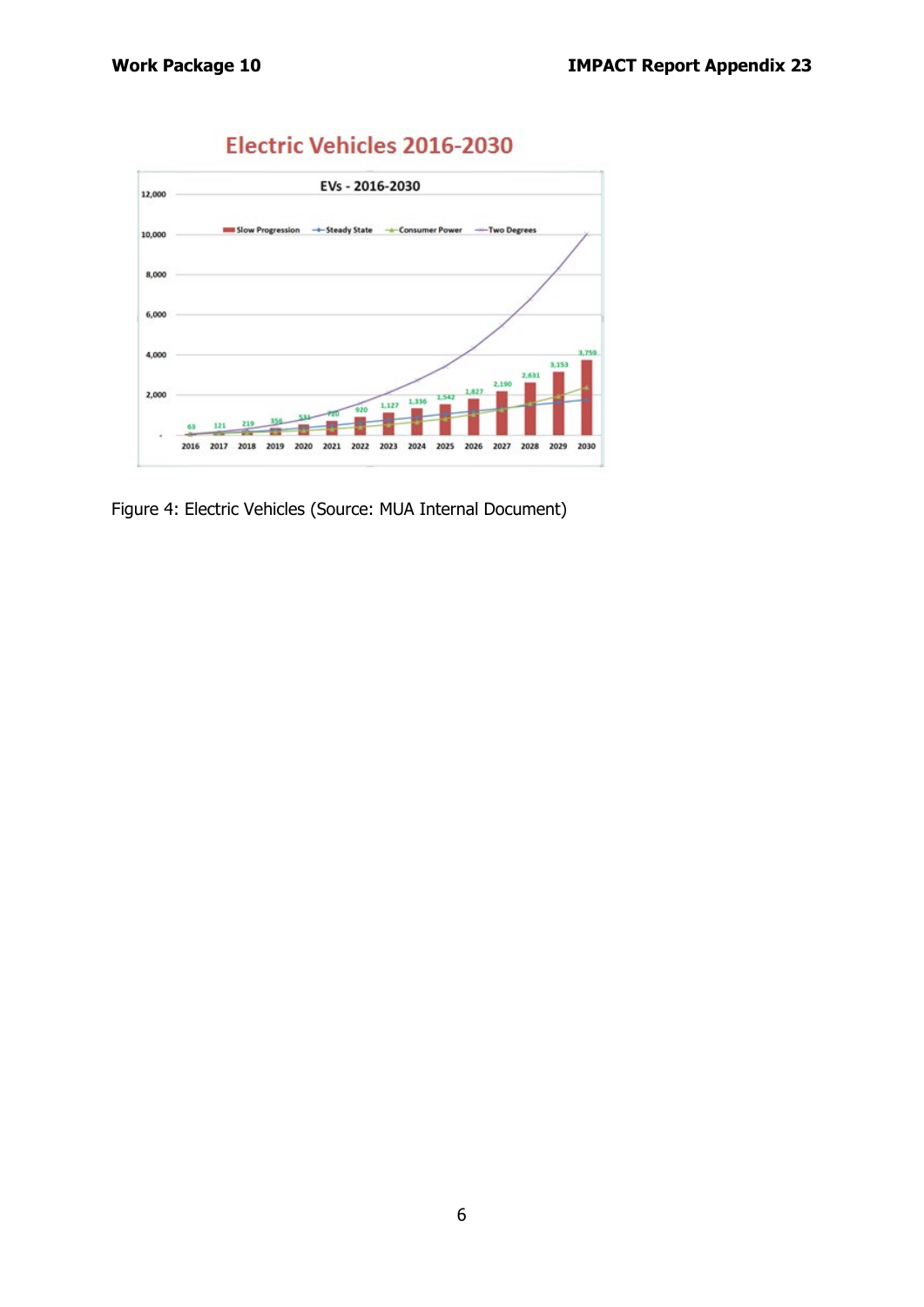Figure 4: Electric Vehicles (Source: MUA Internal Document)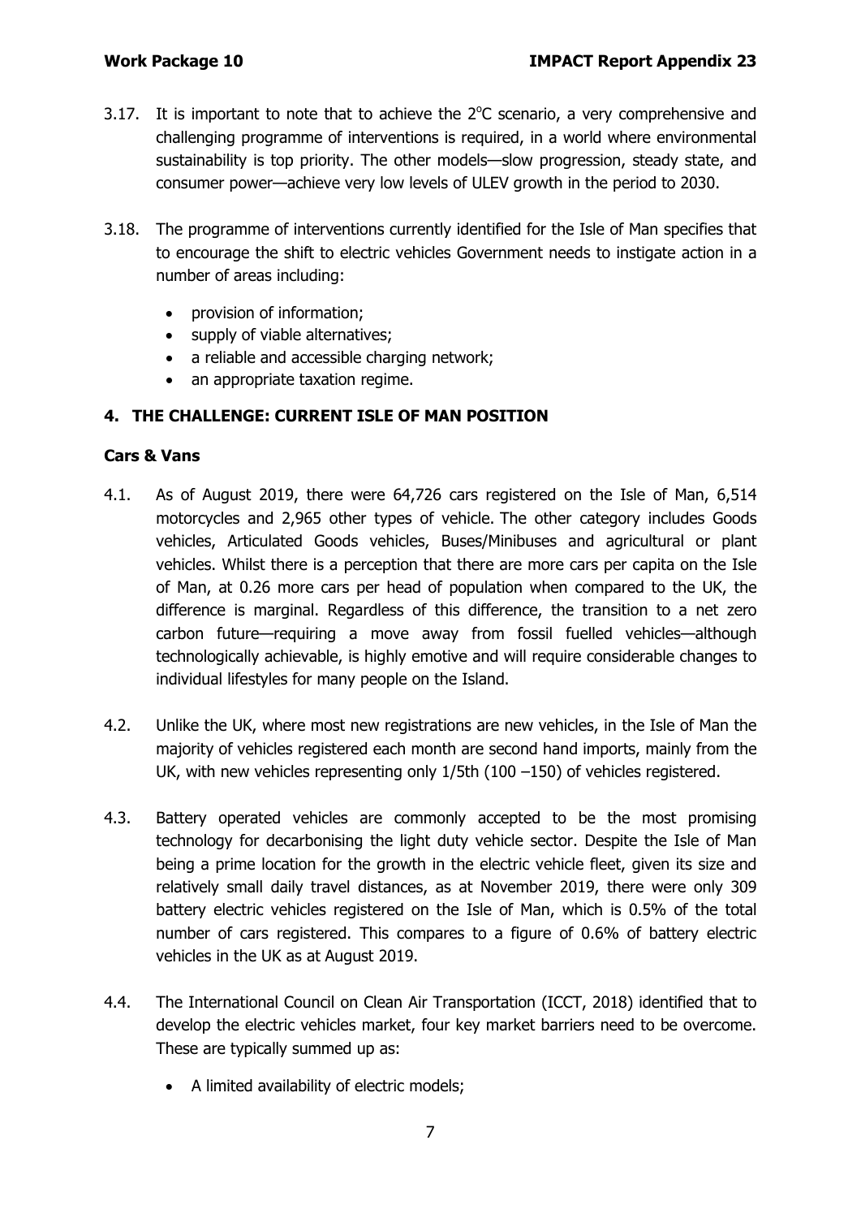3.17. It is important to note that to achieve the 2°C scenario, a very comprehensive and challenging programme of interventions is required, in a world where environmental sustainability is top priority. The other models—slow progression, steady state, and consumer power—achieve very low levels of ULEV growth in the period to 2030.

3.18. The programme of interventions currently identified for the Isle of Man specifies that to encourage the shift to electric vehicles Government needs to instigate action in a number of areas including:

- provision of information;
- supply of viable alternatives;
- a reliable and accessible charging network;
- an appropriate taxation regime.

## 4. THE CHALLENGE: CURRENT ISLE OF MAN POSITION

### Cars & Vans

4.1. As of August 2019, there were 64,726 cars registered on the Isle of Man, 6,514 motorcycles and 2,965 other types of vehicle. The other category includes Goods vehicles, Articulated Goods vehicles, Buses/Minibuses and agricultural or plant vehicles. Whilst there is a perception that there are more cars per capita on the Isle of Man, at 0.26 more cars per head of population when compared to the UK, the difference is marginal. Regardless of this difference, the transition to a net zero carbon future—requiring a move away from fossil fuelled vehicles—although technologically achievable, is highly emotive and will require considerable changes to individual lifestyles for many people on the Island.

4.2. Unlike the UK, where most new registrations are new vehicles, in the Isle of Man the majority of vehicles registered each month are second hand imports, mainly from the UK, with new vehicles representing only 1/5th (100 –150) of vehicles registered.

4.3. Battery operated vehicles are commonly accepted to be the most promising technology for decarbonising the light duty vehicle sector. Despite the Isle of Man being a prime location for the growth in the electric vehicle fleet, given its size and relatively small daily travel distances, as at November 2019, there were only 309 battery electric vehicles registered on the Isle of Man, which is 0.5% of the total number of cars registered. This compares to a figure of 0.6% of battery electric vehicles in the UK as at August 2019.

4.4. The International Council on Clean Air Transportation (ICCT, 2018) identified that to develop the electric vehicles market, four key market barriers need to be overcome. These are typically summed up as:

- A limited availability of electric models;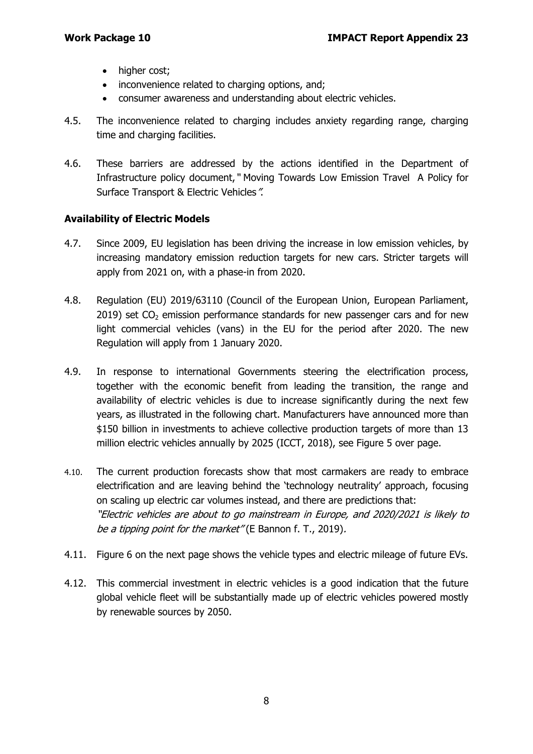- higher cost;
- inconvenience related to charging options, and;
- consumer awareness and understanding about electric vehicles.

4.5. The inconvenience related to charging includes anxiety regarding range, charging time and charging facilities.

4.6. These barriers are addressed by the actions identified in the Department of Infrastructure policy document, " Moving Towards Low Emission Travel A Policy for Surface Transport & Electric Vehicles*"*.

**Availability of Electric Models**

4.7. Since 2009, EU legislation has been driving the increase in low emission vehicles, by increasing mandatory emission reduction targets for new cars. Stricter targets will apply from 2021 on, with a phase-in from 2020.

4.8. Regulation (EU) 2019/63110 (Council of the European Union, European Parliament, 2019) set $CO_2$ emission performance standards for new passenger cars and for new light commercial vehicles (vans) in the EU for the period after 2020. The new Regulation will apply from 1 January 2020.

4.9. In response to international Governments steering the electrification process, together with the economic benefit from leading the transition, the range and availability of electric vehicles is due to increase significantly during the next few years, as illustrated in the following chart. Manufacturers have announced more than $150 billion in investments to achieve collective production targets of more than 13 million electric vehicles annually by 2025 (ICCT, 2018), see Figure 5 over page.

4.10. The current production forecasts show that most carmakers are ready to embrace electrification and are leaving behind the 'technology neutrality' approach, focusing on scaling up electric car volumes instead, and there are predictions that:
*"Electric vehicles are about to go mainstream in Europe, and 2020/2021 is likely to be a tipping point for the market"* (E Bannon f. T., 2019).

4.11. Figure 6 on the next page shows the vehicle types and electric mileage of future EVs.

4.12. This commercial investment in electric vehicles is a good indication that the future global vehicle fleet will be substantially made up of electric vehicles powered mostly by renewable sources by 2050.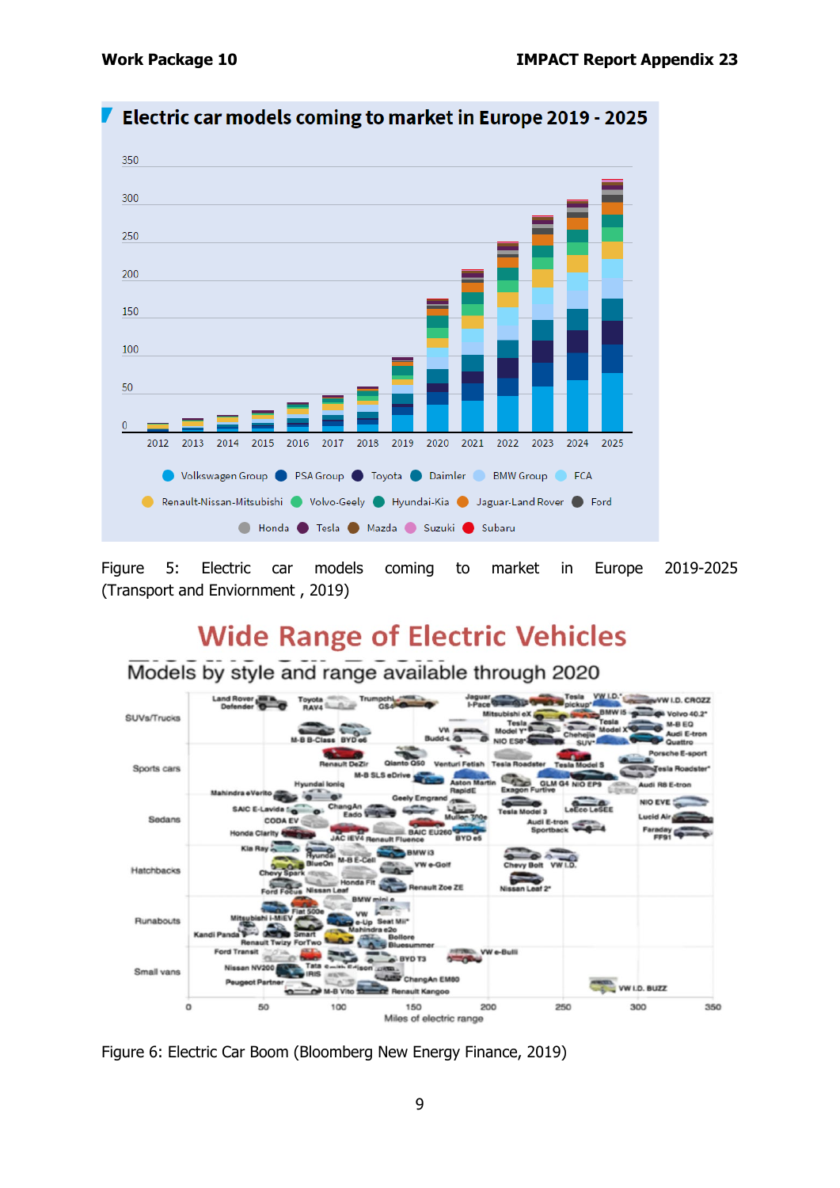Figure 5: Electric car models coming to market in Europe 2019-2025 (Transport and Enviornment , 2019)

Figure 6: Electric Car Boom (Bloomberg New Energy Finance, 2019)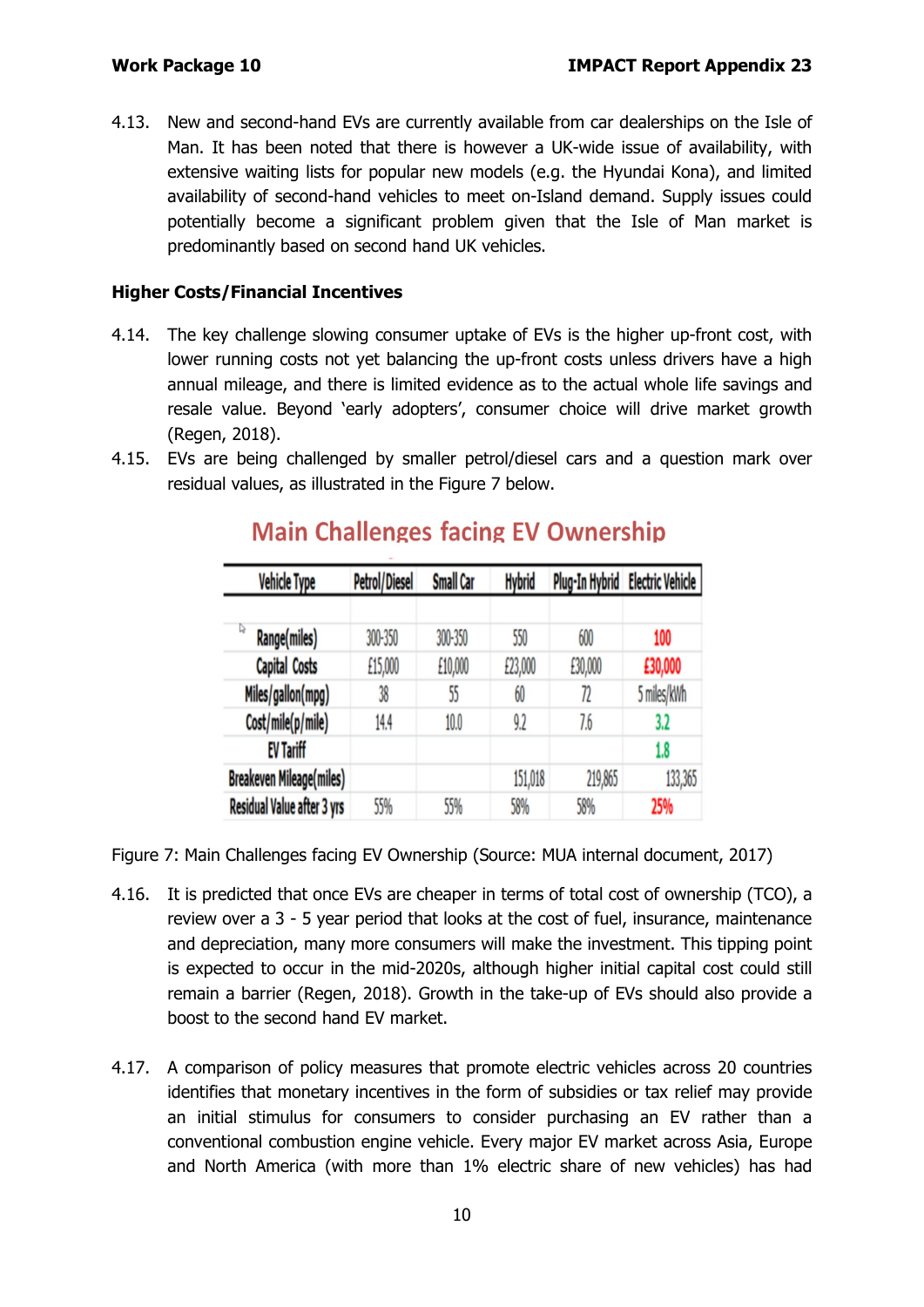4.13. New and second-hand EVs are currently available from car dealerships on the Isle of Man. It has been noted that there is however a UK-wide issue of availability, with extensive waiting lists for popular new models (e.g. the Hyundai Kona), and limited availability of second-hand vehicles to meet on-Island demand. Supply issues could potentially become a significant problem given that the Isle of Man market is predominantly based on second hand UK vehicles.

### Higher Costs/Financial Incentives

4.14. The key challenge slowing consumer uptake of EVs is the higher up-front cost, with lower running costs not yet balancing the up-front costs unless drivers have a high annual mileage, and there is limited evidence as to the actual whole life savings and resale value. Beyond 'early adopters', consumer choice will drive market growth (Regen, 2018).

4.15. EVs are being challenged by smaller petrol/diesel cars and a question mark over residual values, as illustrated in the Figure 7 below.

**Main Challenges facing EV Ownership**

| Vehicle Type | Petrol/Diesel | Small Car | Hybrid | Plug-In Hybrid | Electric Vehicle |
|---|---|---|---|---|---|
| Range(miles) | 300-350 | 300-350 | 550 | 600 | 100 |
| Capital Costs | £15,000 | £10,000 | £23,000 | £30,000 | £30,000 |
| Miles/gallon(mpg) | 38 | 55 | 60 | 72 | 5 miles/kWh |
| Cost/mile(p/mile) | 14.4 | 10.0 | 9.2 | 7.6 | 3.2 |
| EV Tariff | | | | | 1.8 |
| Breakeven Mileage(miles) | | | 151,018 | 219,865 | 133,365 |
| Residual Value after 3 yrs | 55% | 55% | 58% | 58% | 25% |

Figure 7: Main Challenges facing EV Ownership (Source: MUA internal document, 2017)

4.16. It is predicted that once EVs are cheaper in terms of total cost of ownership (TCO), a review over a 3 - 5 year period that looks at the cost of fuel, insurance, maintenance and depreciation, many more consumers will make the investment. This tipping point is expected to occur in the mid-2020s, although higher initial capital cost could still remain a barrier (Regen, 2018). Growth in the take-up of EVs should also provide a boost to the second hand EV market.

4.17. A comparison of policy measures that promote electric vehicles across 20 countries identifies that monetary incentives in the form of subsidies or tax relief may provide an initial stimulus for consumers to consider purchasing an EV rather than a conventional combustion engine vehicle. Every major EV market across Asia, Europe and North America (with more than 1% electric share of new vehicles) has had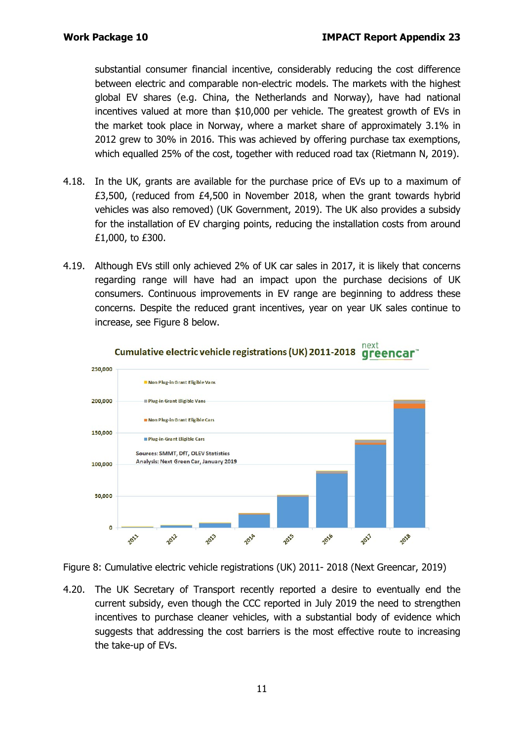substantial consumer financial incentive, considerably reducing the cost difference between electric and comparable non-electric models. The markets with the highest global EV shares (e.g. China, the Netherlands and Norway), have had national incentives valued at more than $10,000 per vehicle. The greatest growth of EVs in the market took place in Norway, where a market share of approximately 3.1% in 2012 grew to 30% in 2016. This was achieved by offering purchase tax exemptions, which equalled 25% of the cost, together with reduced road tax (Rietmann N, 2019).

4.18. In the UK, grants are available for the purchase price of EVs up to a maximum of £3,500, (reduced from £4,500 in November 2018, when the grant towards hybrid vehicles was also removed) (UK Government, 2019). The UK also provides a subsidy for the installation of EV charging points, reducing the installation costs from around £1,000, to £300.

4.19. Although EVs still only achieved 2% of UK car sales in 2017, it is likely that concerns regarding range will have had an impact upon the purchase decisions of UK consumers. Continuous improvements in EV range are beginning to address these concerns. Despite the reduced grant incentives, year on year UK sales continue to increase, see Figure 8 below.

Figure 8: Cumulative electric vehicle registrations (UK) 2011- 2018 (Next Greencar, 2019)

4.20. The UK Secretary of Transport recently reported a desire to eventually end the current subsidy, even though the CCC reported in July 2019 the need to strengthen incentives to purchase cleaner vehicles, with a substantial body of evidence which suggests that addressing the cost barriers is the most effective route to increasing the take-up of EVs.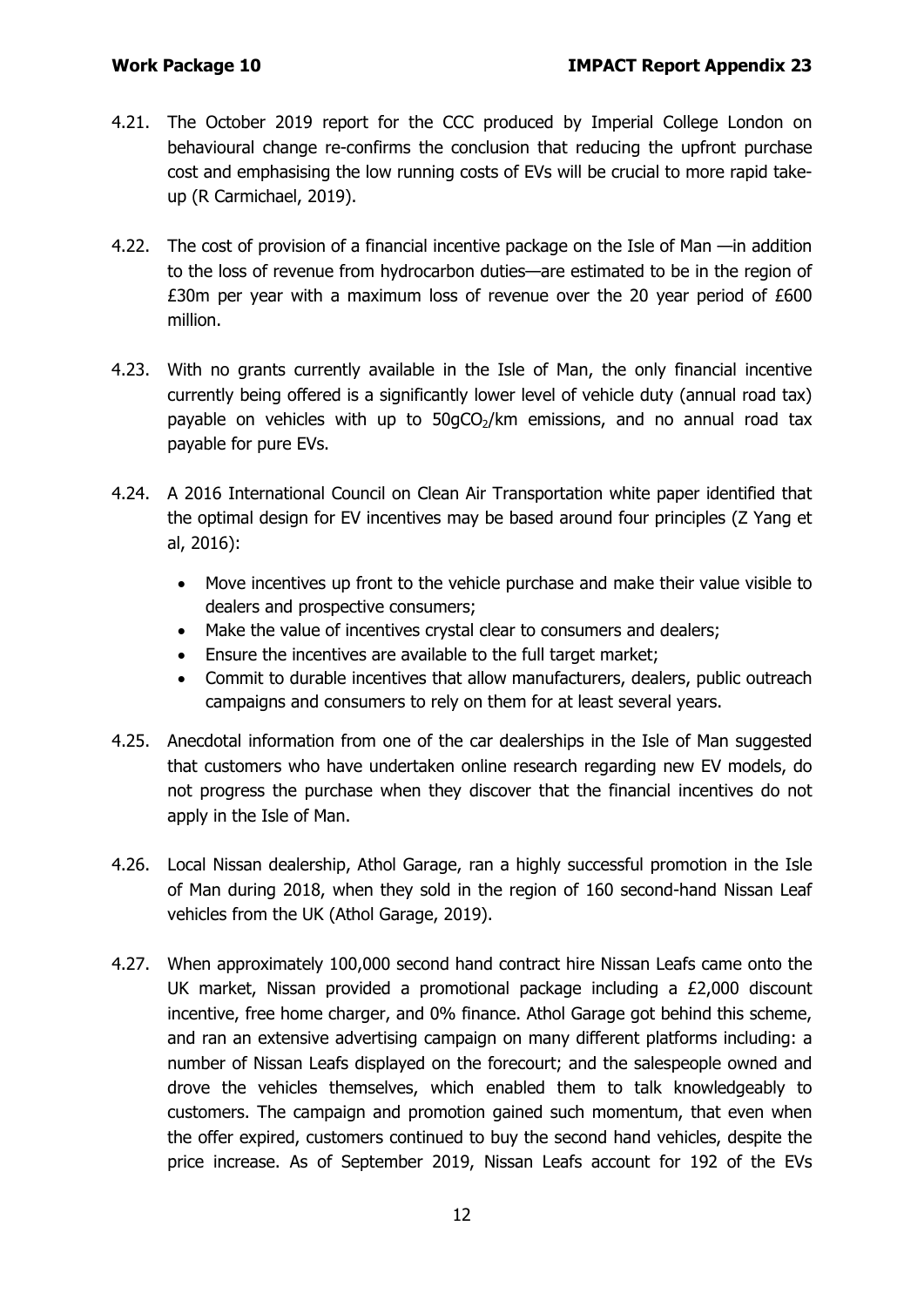4.21. The October 2019 report for the CCC produced by Imperial College London on behavioural change re-confirms the conclusion that reducing the upfront purchase cost and emphasising the low running costs of EVs will be crucial to more rapid take-up (R Carmichael, 2019).

4.22. The cost of provision of a financial incentive package on the Isle of Man —in addition to the loss of revenue from hydrocarbon duties—are estimated to be in the region of £30m per year with a maximum loss of revenue over the 20 year period of £600 million.

4.23. With no grants currently available in the Isle of Man, the only financial incentive currently being offered is a significantly lower level of vehicle duty (annual road tax) payable on vehicles with up to $50gCO_2$/km emissions, and no annual road tax payable for pure EVs.

4.24. A 2016 International Council on Clean Air Transportation white paper identified that the optimal design for EV incentives may be based around four principles (Z Yang et al, 2016):

- Move incentives up front to the vehicle purchase and make their value visible to dealers and prospective consumers;
- Make the value of incentives crystal clear to consumers and dealers;
- Ensure the incentives are available to the full target market;
- Commit to durable incentives that allow manufacturers, dealers, public outreach campaigns and consumers to rely on them for at least several years.

4.25. Anecdotal information from one of the car dealerships in the Isle of Man suggested that customers who have undertaken online research regarding new EV models, do not progress the purchase when they discover that the financial incentives do not apply in the Isle of Man.

4.26. Local Nissan dealership, Athol Garage, ran a highly successful promotion in the Isle of Man during 2018, when they sold in the region of 160 second-hand Nissan Leaf vehicles from the UK (Athol Garage, 2019).

4.27. When approximately 100,000 second hand contract hire Nissan Leafs came onto the UK market, Nissan provided a promotional package including a £2,000 discount incentive, free home charger, and 0% finance. Athol Garage got behind this scheme, and ran an extensive advertising campaign on many different platforms including: a number of Nissan Leafs displayed on the forecourt; and the salespeople owned and drove the vehicles themselves, which enabled them to talk knowledgeably to customers. The campaign and promotion gained such momentum, that even when the offer expired, customers continued to buy the second hand vehicles, despite the price increase. As of September 2019, Nissan Leafs account for 192 of the EVs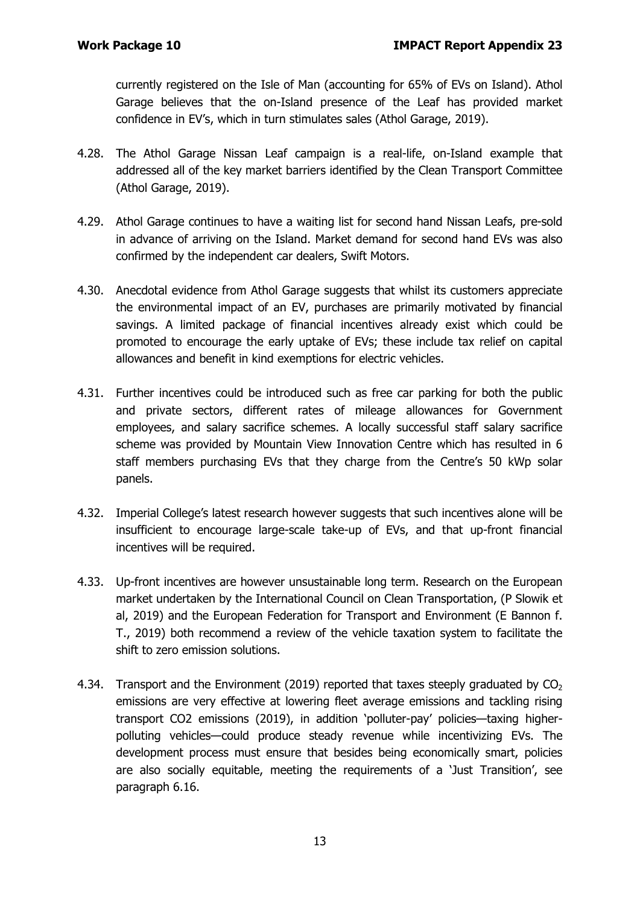currently registered on the Isle of Man (accounting for 65% of EVs on Island). Athol Garage believes that the on-Island presence of the Leaf has provided market confidence in EV's, which in turn stimulates sales (Athol Garage, 2019).

4.28. The Athol Garage Nissan Leaf campaign is a real-life, on-Island example that addressed all of the key market barriers identified by the Clean Transport Committee (Athol Garage, 2019).

4.29. Athol Garage continues to have a waiting list for second hand Nissan Leafs, pre-sold in advance of arriving on the Island. Market demand for second hand EVs was also confirmed by the independent car dealers, Swift Motors.

4.30. Anecdotal evidence from Athol Garage suggests that whilst its customers appreciate the environmental impact of an EV, purchases are primarily motivated by financial savings. A limited package of financial incentives already exist which could be promoted to encourage the early uptake of EVs; these include tax relief on capital allowances and benefit in kind exemptions for electric vehicles.

4.31. Further incentives could be introduced such as free car parking for both the public and private sectors, different rates of mileage allowances for Government employees, and salary sacrifice schemes. A locally successful staff salary sacrifice scheme was provided by Mountain View Innovation Centre which has resulted in 6 staff members purchasing EVs that they charge from the Centre's 50 kWp solar panels.

4.32. Imperial College's latest research however suggests that such incentives alone will be insufficient to encourage large-scale take-up of EVs, and that up-front financial incentives will be required.

4.33. Up-front incentives are however unsustainable long term. Research on the European market undertaken by the International Council on Clean Transportation, (P Slowik et al, 2019) and the European Federation for Transport and Environment (E Bannon f. T., 2019) both recommend a review of the vehicle taxation system to facilitate the shift to zero emission solutions.

4.34. Transport and the Environment (2019) reported that taxes steeply graduated by $CO_2$ emissions are very effective at lowering fleet average emissions and tackling rising transport CO2 emissions (2019), in addition 'polluter-pay' policies—taxing higher-polluting vehicles—could produce steady revenue while incentivizing EVs. The development process must ensure that besides being economically smart, policies are also socially equitable, meeting the requirements of a 'Just Transition', see paragraph 6.16.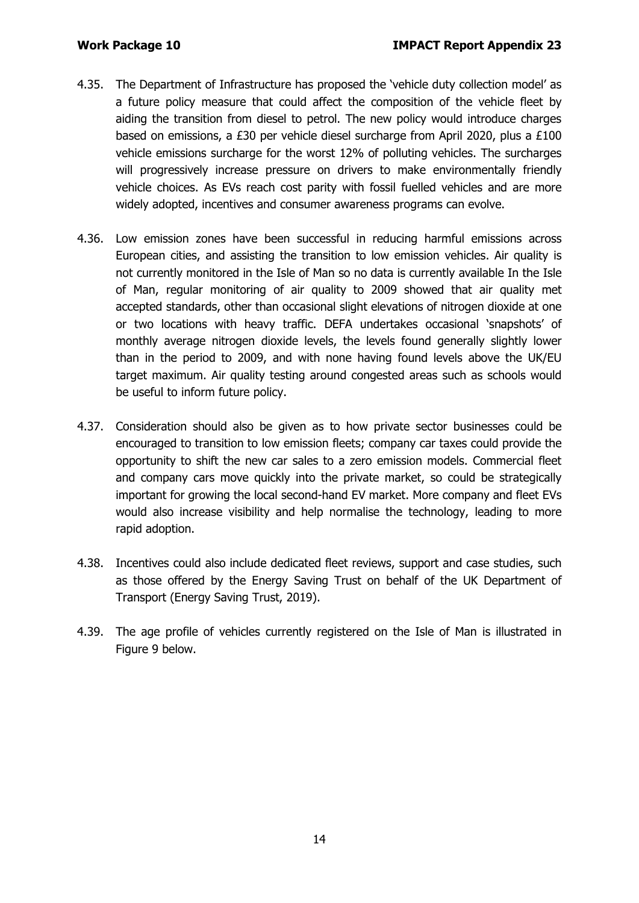4.35. The Department of Infrastructure has proposed the 'vehicle duty collection model' as a future policy measure that could affect the composition of the vehicle fleet by aiding the transition from diesel to petrol. The new policy would introduce charges based on emissions, a £30 per vehicle diesel surcharge from April 2020, plus a £100 vehicle emissions surcharge for the worst 12% of polluting vehicles. The surcharges will progressively increase pressure on drivers to make environmentally friendly vehicle choices. As EVs reach cost parity with fossil fuelled vehicles and are more widely adopted, incentives and consumer awareness programs can evolve.

4.36. Low emission zones have been successful in reducing harmful emissions across European cities, and assisting the transition to low emission vehicles. Air quality is not currently monitored in the Isle of Man so no data is currently available In the Isle of Man, regular monitoring of air quality to 2009 showed that air quality met accepted standards, other than occasional slight elevations of nitrogen dioxide at one or two locations with heavy traffic. DEFA undertakes occasional 'snapshots' of monthly average nitrogen dioxide levels, the levels found generally slightly lower than in the period to 2009, and with none having found levels above the UK/EU target maximum. Air quality testing around congested areas such as schools would be useful to inform future policy.

4.37. Consideration should also be given as to how private sector businesses could be encouraged to transition to low emission fleets; company car taxes could provide the opportunity to shift the new car sales to a zero emission models. Commercial fleet and company cars move quickly into the private market, so could be strategically important for growing the local second-hand EV market. More company and fleet EVs would also increase visibility and help normalise the technology, leading to more rapid adoption.

4.38. Incentives could also include dedicated fleet reviews, support and case studies, such as those offered by the Energy Saving Trust on behalf of the UK Department of Transport (Energy Saving Trust, 2019).

4.39. The age profile of vehicles currently registered on the Isle of Man is illustrated in Figure 9 below.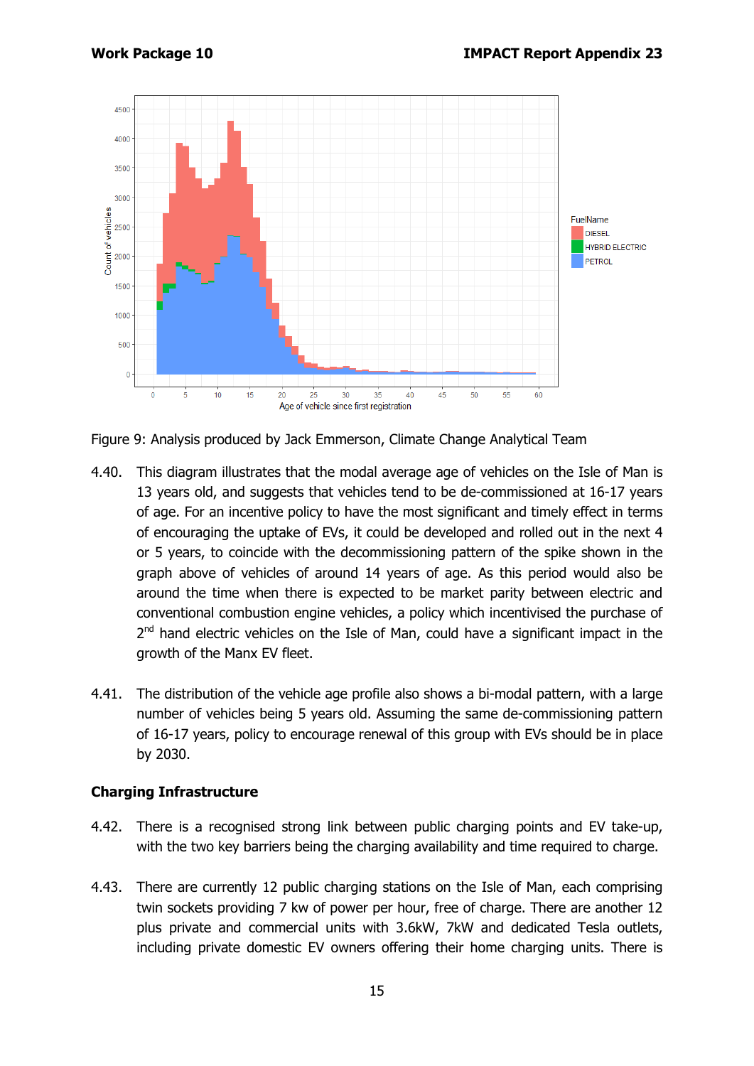Figure 9: Analysis produced by Jack Emmerson, Climate Change Analytical Team

4.40. This diagram illustrates that the modal average age of vehicles on the Isle of Man is 13 years old, and suggests that vehicles tend to be de-commissioned at 16-17 years of age. For an incentive policy to have the most significant and timely effect in terms of encouraging the uptake of EVs, it could be developed and rolled out in the next 4 or 5 years, to coincide with the decommissioning pattern of the spike shown in the graph above of vehicles of around 14 years of age. As this period would also be around the time when there is expected to be market parity between electric and conventional combustion engine vehicles, a policy which incentivised the purchase of 2nd hand electric vehicles on the Isle of Man, could have a significant impact in the growth of the Manx EV fleet.

4.41. The distribution of the vehicle age profile also shows a bi-modal pattern, with a large number of vehicles being 5 years old. Assuming the same de-commissioning pattern of 16-17 years, policy to encourage renewal of this group with EVs should be in place by 2030.

## Charging Infrastructure

4.42. There is a recognised strong link between public charging points and EV take-up, with the two key barriers being the charging availability and time required to charge.

4.43. There are currently 12 public charging stations on the Isle of Man, each comprising twin sockets providing 7 kw of power per hour, free of charge. There are another 12 plus private and commercial units with 3.6kW, 7kW and dedicated Tesla outlets, including private domestic EV owners offering their home charging units. There is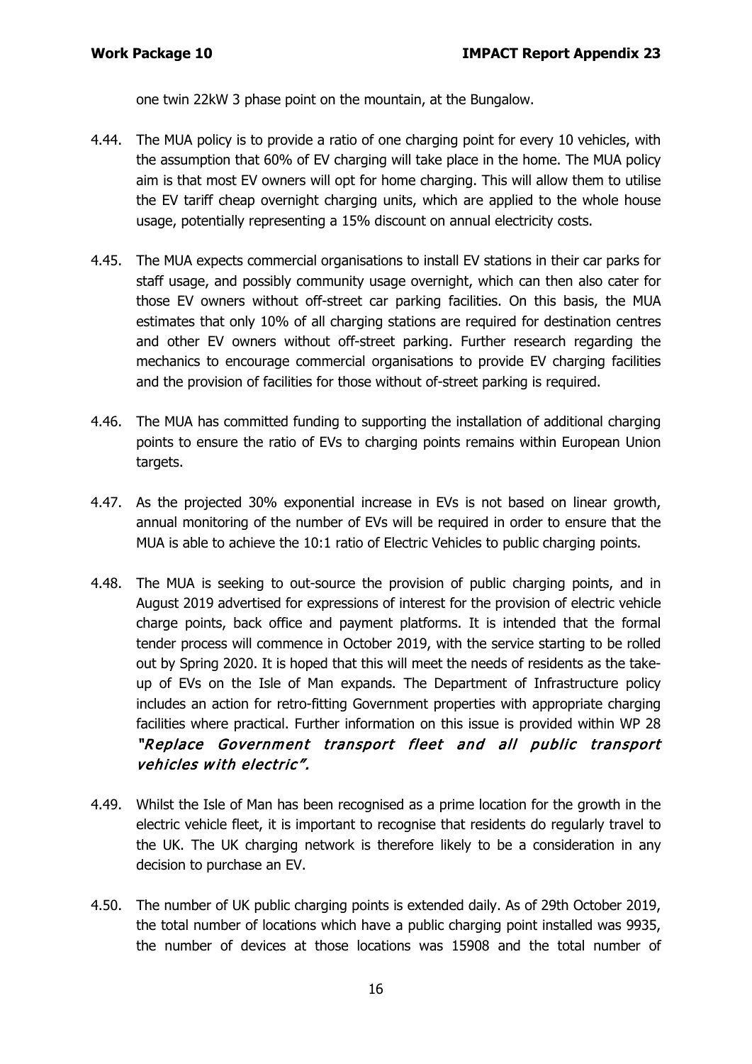one twin 22kW 3 phase point on the mountain, at the Bungalow.

4.44. The MUA policy is to provide a ratio of one charging point for every 10 vehicles, with the assumption that 60% of EV charging will take place in the home. The MUA policy aim is that most EV owners will opt for home charging. This will allow them to utilise the EV tariff cheap overnight charging units, which are applied to the whole house usage, potentially representing a 15% discount on annual electricity costs.

4.45. The MUA expects commercial organisations to install EV stations in their car parks for staff usage, and possibly community usage overnight, which can then also cater for those EV owners without off-street car parking facilities. On this basis, the MUA estimates that only 10% of all charging stations are required for destination centres and other EV owners without off-street parking. Further research regarding the mechanics to encourage commercial organisations to provide EV charging facilities and the provision of facilities for those without of-street parking is required.

4.46. The MUA has committed funding to supporting the installation of additional charging points to ensure the ratio of EVs to charging points remains within European Union targets.

4.47. As the projected 30% exponential increase in EVs is not based on linear growth, annual monitoring of the number of EVs will be required in order to ensure that the MUA is able to achieve the 10:1 ratio of Electric Vehicles to public charging points.

4.48. The MUA is seeking to out-source the provision of public charging points, and in August 2019 advertised for expressions of interest for the provision of electric vehicle charge points, back office and payment platforms. It is intended that the formal tender process will commence in October 2019, with the service starting to be rolled out by Spring 2020. It is hoped that this will meet the needs of residents as the take-up of EVs on the Isle of Man expands. The Department of Infrastructure policy includes an action for retro-fitting Government properties with appropriate charging facilities where practical. Further information on this issue is provided within WP 28 ***"Replace Government transport fleet and all public transport vehicles with electric".***

4.49. Whilst the Isle of Man has been recognised as a prime location for the growth in the electric vehicle fleet, it is important to recognise that residents do regularly travel to the UK. The UK charging network is therefore likely to be a consideration in any decision to purchase an EV.

4.50. The number of UK public charging points is extended daily. As of 29th October 2019, the total number of locations which have a public charging point installed was 9935, the number of devices at those locations was 15908 and the total number of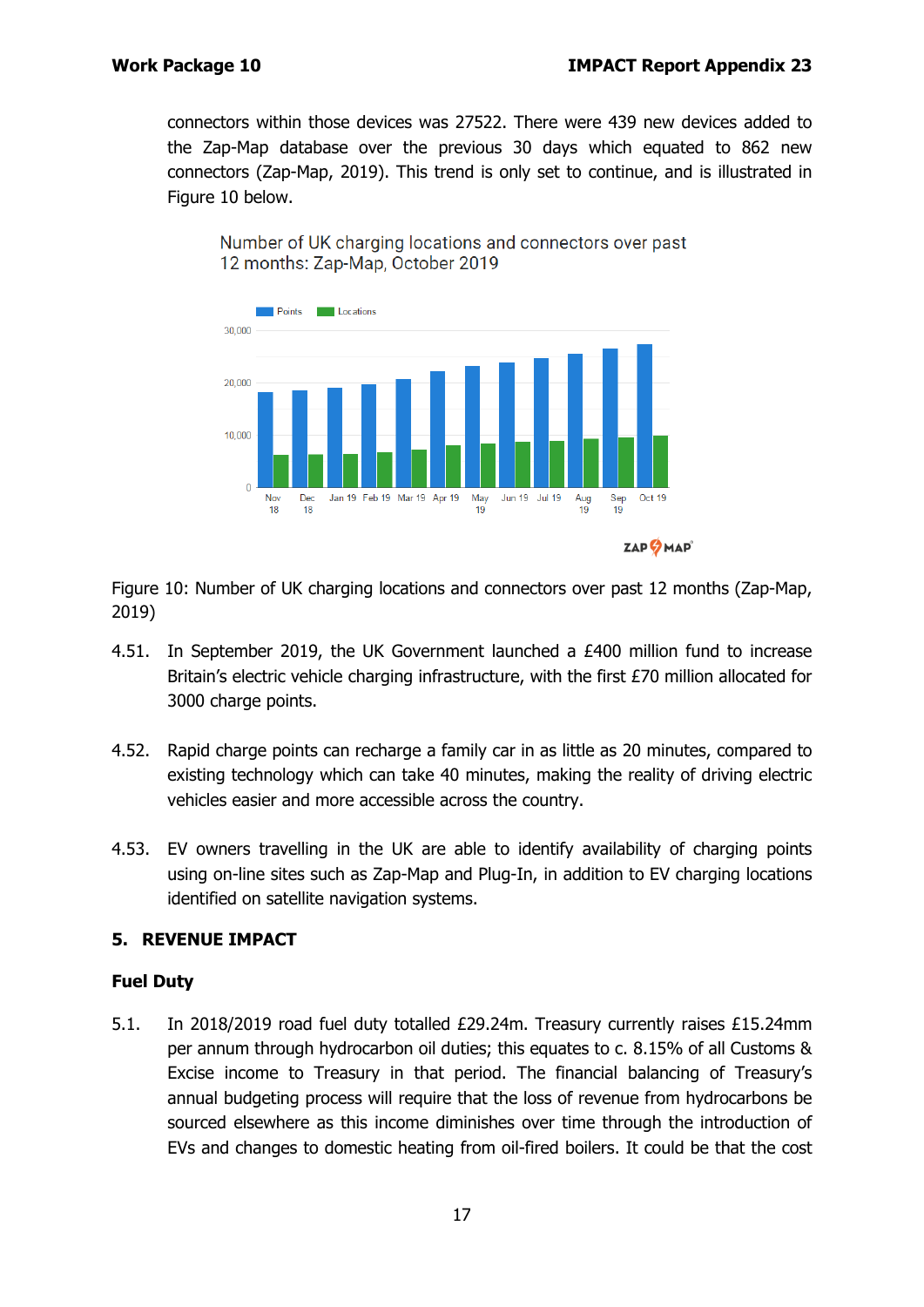connectors within those devices was 27522. There were 439 new devices added to the Zap-Map database over the previous 30 days which equated to 862 new connectors (Zap-Map, 2019). This trend is only set to continue, and is illustrated in Figure 10 below.

Figure 10: Number of UK charging locations and connectors over past 12 months (Zap-Map, 2019)

4.51. In September 2019, the UK Government launched a £400 million fund to increase Britain's electric vehicle charging infrastructure, with the first £70 million allocated for 3000 charge points.

4.52. Rapid charge points can recharge a family car in as little as 20 minutes, compared to existing technology which can take 40 minutes, making the reality of driving electric vehicles easier and more accessible across the country.

4.53. EV owners travelling in the UK are able to identify availability of charging points using on-line sites such as Zap-Map and Plug-In, in addition to EV charging locations identified on satellite navigation systems.

## 5. REVENUE IMPACT

### Fuel Duty

5.1. In 2018/2019 road fuel duty totalled £29.24m. Treasury currently raises £15.24mm per annum through hydrocarbon oil duties; this equates to c. 8.15% of all Customs & Excise income to Treasury in that period. The financial balancing of Treasury's annual budgeting process will require that the loss of revenue from hydrocarbons be sourced elsewhere as this income diminishes over time through the introduction of EVs and changes to domestic heating from oil-fired boilers. It could be that the cost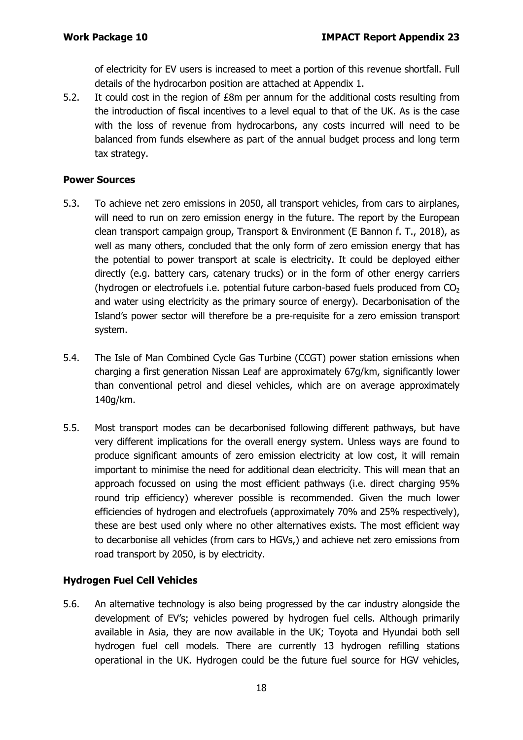of electricity for EV users is increased to meet a portion of this revenue shortfall. Full details of the hydrocarbon position are attached at Appendix 1.

5.2. It could cost in the region of £8m per annum for the additional costs resulting from the introduction of fiscal incentives to a level equal to that of the UK. As is the case with the loss of revenue from hydrocarbons, any costs incurred will need to be balanced from funds elsewhere as part of the annual budget process and long term tax strategy.

**Power Sources**

5.3. To achieve net zero emissions in 2050, all transport vehicles, from cars to airplanes, will need to run on zero emission energy in the future. The report by the European clean transport campaign group, Transport & Environment (E Bannon f. T., 2018), as well as many others, concluded that the only form of zero emission energy that has the potential to power transport at scale is electricity. It could be deployed either directly (e.g. battery cars, catenary trucks) or in the form of other energy carriers (hydrogen or electrofuels i.e. potential future carbon-based fuels produced from $CO_2$ and water using electricity as the primary source of energy). Decarbonisation of the Island's power sector will therefore be a pre-requisite for a zero emission transport system.

5.4. The Isle of Man Combined Cycle Gas Turbine (CCGT) power station emissions when charging a first generation Nissan Leaf are approximately 67g/km, significantly lower than conventional petrol and diesel vehicles, which are on average approximately 140g/km.

5.5. Most transport modes can be decarbonised following different pathways, but have very different implications for the overall energy system. Unless ways are found to produce significant amounts of zero emission electricity at low cost, it will remain important to minimise the need for additional clean electricity. This will mean that an approach focussed on using the most efficient pathways (i.e. direct charging 95% round trip efficiency) wherever possible is recommended. Given the much lower efficiencies of hydrogen and electrofuels (approximately 70% and 25% respectively), these are best used only where no other alternatives exists. The most efficient way to decarbonise all vehicles (from cars to HGVs,) and achieve net zero emissions from road transport by 2050, is by electricity.

**Hydrogen Fuel Cell Vehicles**

5.6. An alternative technology is also being progressed by the car industry alongside the development of EV's; vehicles powered by hydrogen fuel cells. Although primarily available in Asia, they are now available in the UK; Toyota and Hyundai both sell hydrogen fuel cell models. There are currently 13 hydrogen refilling stations operational in the UK. Hydrogen could be the future fuel source for HGV vehicles,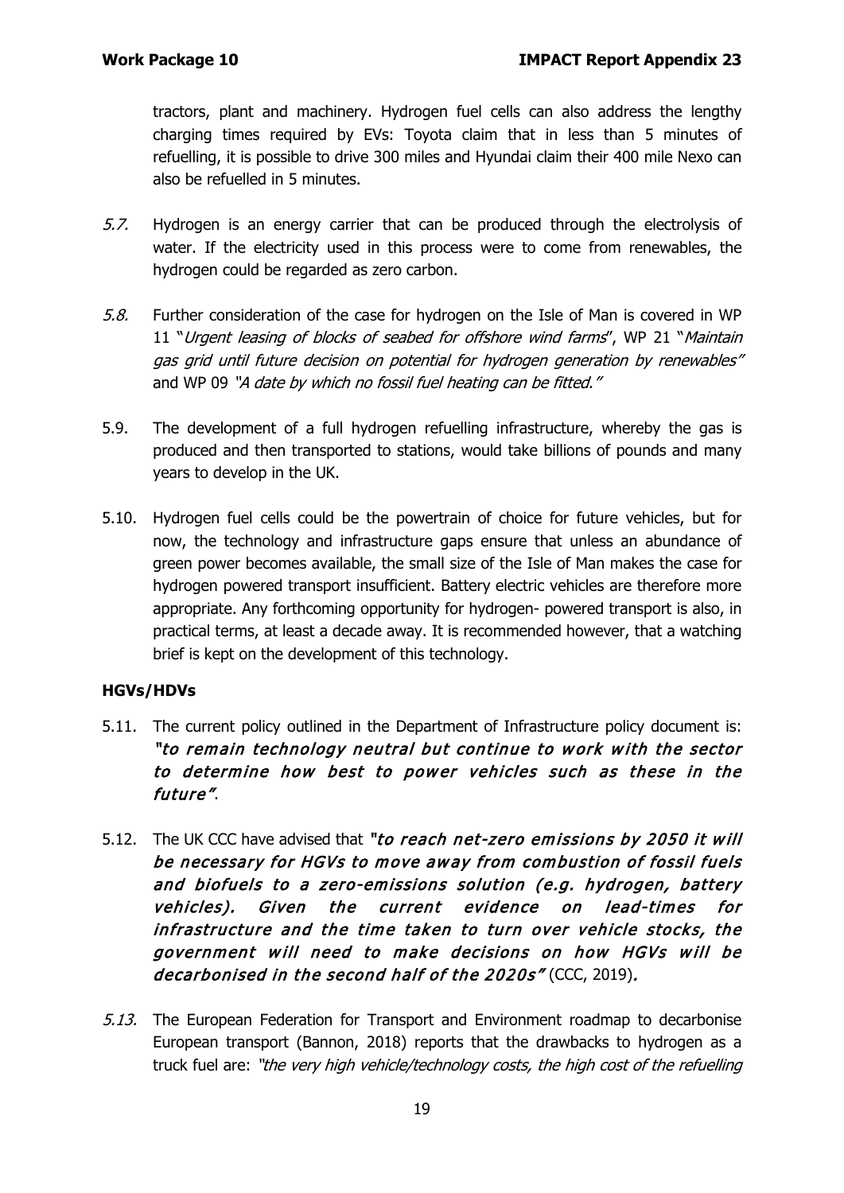tractors, plant and machinery. Hydrogen fuel cells can also address the lengthy charging times required by EVs: Toyota claim that in less than 5 minutes of refuelling, it is possible to drive 300 miles and Hyundai claim their 400 mile Nexo can also be refuelled in 5 minutes.

*5.7.* Hydrogen is an energy carrier that can be produced through the electrolysis of water. If the electricity used in this process were to come from renewables, the hydrogen could be regarded as zero carbon.

*5.8.* Further consideration of the case for hydrogen on the Isle of Man is covered in WP 11 "*Urgent leasing of blocks of seabed for offshore wind farms*", WP 21 "*Maintain gas grid until future decision on potential for hydrogen generation by renewables"* and WP 09 *"A date by which no fossil fuel heating can be fitted."*

5.9. The development of a full hydrogen refuelling infrastructure, whereby the gas is produced and then transported to stations, would take billions of pounds and many years to develop in the UK.

5.10. Hydrogen fuel cells could be the powertrain of choice for future vehicles, but for now, the technology and infrastructure gaps ensure that unless an abundance of green power becomes available, the small size of the Isle of Man makes the case for hydrogen powered transport insufficient. Battery electric vehicles are therefore more appropriate. Any forthcoming opportunity for hydrogen- powered transport is also, in practical terms, at least a decade away. It is recommended however, that a watching brief is kept on the development of this technology.

**HGVs/HDVs**

5.11. The current policy outlined in the Department of Infrastructure policy document is: ***"to remain technology neutral but continue to work with the sector to determine how best to power vehicles such as these in the future"***.

5.12. The UK CCC have advised that ***"to reach net-zero emissions by 2050 it will be necessary for HGVs to move away from combustion of fossil fuels and biofuels to a zero-emissions solution (e.g. hydrogen, battery vehicles). Given the current evidence on lead-times for infrastructure and the time taken to turn over vehicle stocks, the government will need to make decisions on how HGVs will be decarbonised in the second half of the 2020s"*** (CCC, 2019)**.**

*5.13.* The European Federation for Transport and Environment roadmap to decarbonise European transport (Bannon, 2018) reports that the drawbacks to hydrogen as a truck fuel are: *"the very high vehicle/technology costs, the high cost of the refuelling*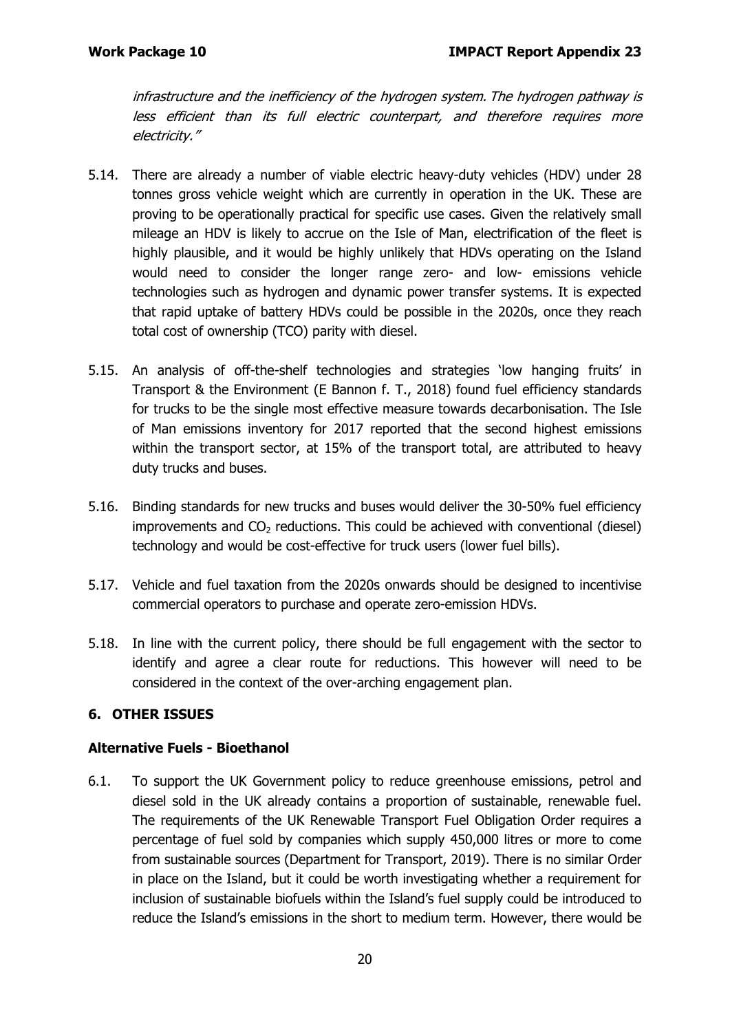*infrastructure and the inefficiency of the hydrogen system. The hydrogen pathway is less efficient than its full electric counterpart, and therefore requires more electricity."*

5.14. There are already a number of viable electric heavy-duty vehicles (HDV) under 28 tonnes gross vehicle weight which are currently in operation in the UK. These are proving to be operationally practical for specific use cases. Given the relatively small mileage an HDV is likely to accrue on the Isle of Man, electrification of the fleet is highly plausible, and it would be highly unlikely that HDVs operating on the Island would need to consider the longer range zero- and low- emissions vehicle technologies such as hydrogen and dynamic power transfer systems. It is expected that rapid uptake of battery HDVs could be possible in the 2020s, once they reach total cost of ownership (TCO) parity with diesel.

5.15. An analysis of off-the-shelf technologies and strategies 'low hanging fruits' in Transport & the Environment (E Bannon f. T., 2018) found fuel efficiency standards for trucks to be the single most effective measure towards decarbonisation. The Isle of Man emissions inventory for 2017 reported that the second highest emissions within the transport sector, at 15% of the transport total, are attributed to heavy duty trucks and buses.

5.16. Binding standards for new trucks and buses would deliver the 30-50% fuel efficiency improvements and $CO_2$ reductions. This could be achieved with conventional (diesel) technology and would be cost-effective for truck users (lower fuel bills).

5.17. Vehicle and fuel taxation from the 2020s onwards should be designed to incentivise commercial operators to purchase and operate zero-emission HDVs.

5.18. In line with the current policy, there should be full engagement with the sector to identify and agree a clear route for reductions. This however will need to be considered in the context of the over-arching engagement plan.

## 6. OTHER ISSUES

### Alternative Fuels - Bioethanol

6.1. To support the UK Government policy to reduce greenhouse emissions, petrol and diesel sold in the UK already contains a proportion of sustainable, renewable fuel. The requirements of the UK Renewable Transport Fuel Obligation Order requires a percentage of fuel sold by companies which supply 450,000 litres or more to come from sustainable sources (Department for Transport, 2019). There is no similar Order in place on the Island, but it could be worth investigating whether a requirement for inclusion of sustainable biofuels within the Island's fuel supply could be introduced to reduce the Island's emissions in the short to medium term. However, there would be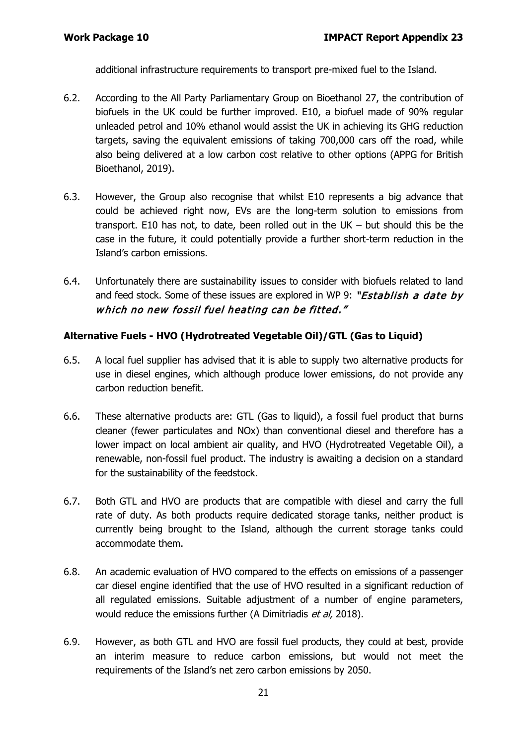additional infrastructure requirements to transport pre-mixed fuel to the Island.

6.2. According to the All Party Parliamentary Group on Bioethanol 27, the contribution of biofuels in the UK could be further improved. E10, a biofuel made of 90% regular unleaded petrol and 10% ethanol would assist the UK in achieving its GHG reduction targets, saving the equivalent emissions of taking 700,000 cars off the road, while also being delivered at a low carbon cost relative to other options (APPG for British Bioethanol, 2019).

6.3. However, the Group also recognise that whilst E10 represents a big advance that could be achieved right now, EVs are the long-term solution to emissions from transport. E10 has not, to date, been rolled out in the UK – but should this be the case in the future, it could potentially provide a further short-term reduction in the Island's carbon emissions.

6.4. Unfortunately there are sustainability issues to consider with biofuels related to land and feed stock. Some of these issues are explored in WP 9: ***"Establish a date by which no new fossil fuel heating can be fitted."***

**Alternative Fuels - HVO (Hydrotreated Vegetable Oil)/GTL (Gas to Liquid)**

6.5. A local fuel supplier has advised that it is able to supply two alternative products for use in diesel engines, which although produce lower emissions, do not provide any carbon reduction benefit.

6.6. These alternative products are: GTL (Gas to liquid), a fossil fuel product that burns cleaner (fewer particulates and NOx) than conventional diesel and therefore has a lower impact on local ambient air quality, and HVO (Hydrotreated Vegetable Oil), a renewable, non-fossil fuel product. The industry is awaiting a decision on a standard for the sustainability of the feedstock.

6.7. Both GTL and HVO are products that are compatible with diesel and carry the full rate of duty. As both products require dedicated storage tanks, neither product is currently being brought to the Island, although the current storage tanks could accommodate them.

6.8. An academic evaluation of HVO compared to the effects on emissions of a passenger car diesel engine identified that the use of HVO resulted in a significant reduction of all regulated emissions. Suitable adjustment of a number of engine parameters, would reduce the emissions further (A Dimitriadis *et al,* 2018).

6.9. However, as both GTL and HVO are fossil fuel products, they could at best, provide an interim measure to reduce carbon emissions, but would not meet the requirements of the Island's net zero carbon emissions by 2050.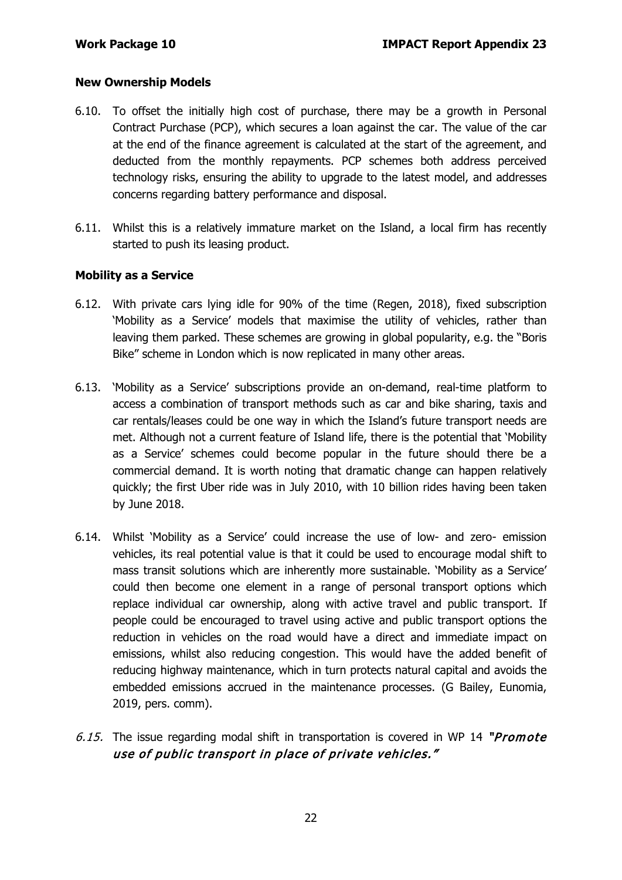### New Ownership Models

6.10. To offset the initially high cost of purchase, there may be a growth in Personal Contract Purchase (PCP), which secures a loan against the car. The value of the car at the end of the finance agreement is calculated at the start of the agreement, and deducted from the monthly repayments. PCP schemes both address perceived technology risks, ensuring the ability to upgrade to the latest model, and addresses concerns regarding battery performance and disposal.

6.11. Whilst this is a relatively immature market on the Island, a local firm has recently started to push its leasing product.

### Mobility as a Service

6.12. With private cars lying idle for 90% of the time (Regen, 2018), fixed subscription 'Mobility as a Service' models that maximise the utility of vehicles, rather than leaving them parked. These schemes are growing in global popularity, e.g. the "Boris Bike" scheme in London which is now replicated in many other areas.

6.13. 'Mobility as a Service' subscriptions provide an on-demand, real-time platform to access a combination of transport methods such as car and bike sharing, taxis and car rentals/leases could be one way in which the Island's future transport needs are met. Although not a current feature of Island life, there is the potential that 'Mobility as a Service' schemes could become popular in the future should there be a commercial demand. It is worth noting that dramatic change can happen relatively quickly; the first Uber ride was in July 2010, with 10 billion rides having been taken by June 2018.

6.14. Whilst 'Mobility as a Service' could increase the use of low- and zero- emission vehicles, its real potential value is that it could be used to encourage modal shift to mass transit solutions which are inherently more sustainable. 'Mobility as a Service' could then become one element in a range of personal transport options which replace individual car ownership, along with active travel and public transport. If people could be encouraged to travel using active and public transport options the reduction in vehicles on the road would have a direct and immediate impact on emissions, whilst also reducing congestion. This would have the added benefit of reducing highway maintenance, which in turn protects natural capital and avoids the embedded emissions accrued in the maintenance processes. (G Bailey, Eunomia, 2019, pers. comm).

*6.15.* The issue regarding modal shift in transportation is covered in WP 14 ***"Promote use of public transport in place of private vehicles."***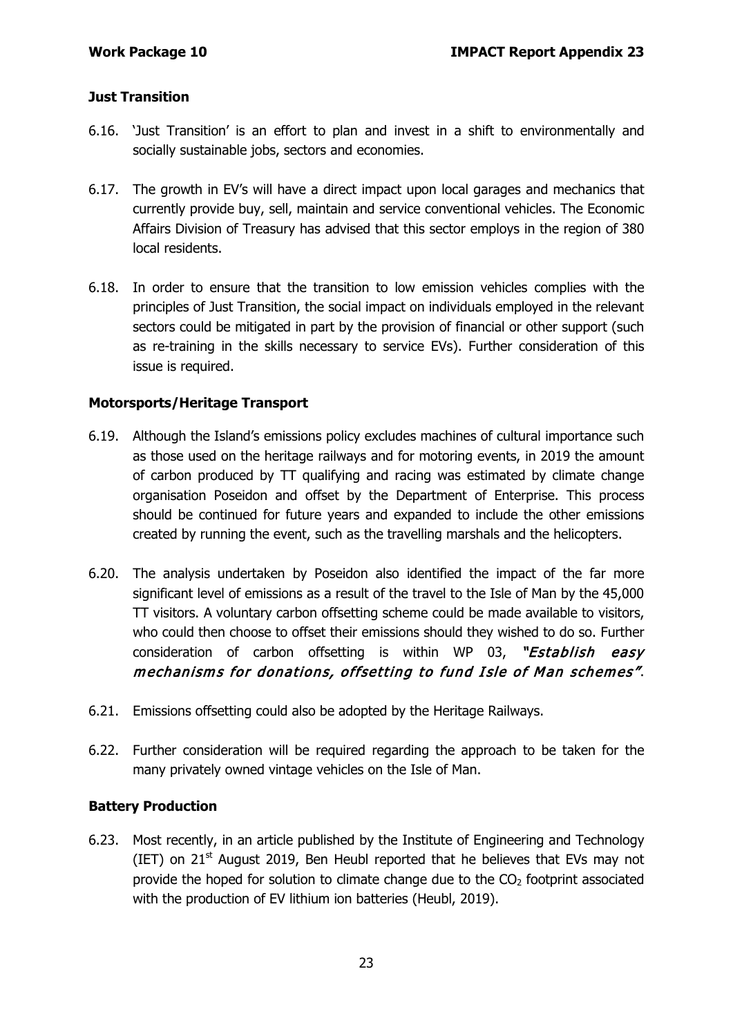### Just Transition

6.16. 'Just Transition' is an effort to plan and invest in a shift to environmentally and socially sustainable jobs, sectors and economies.

6.17. The growth in EV's will have a direct impact upon local garages and mechanics that currently provide buy, sell, maintain and service conventional vehicles. The Economic Affairs Division of Treasury has advised that this sector employs in the region of 380 local residents.

6.18. In order to ensure that the transition to low emission vehicles complies with the principles of Just Transition, the social impact on individuals employed in the relevant sectors could be mitigated in part by the provision of financial or other support (such as re-training in the skills necessary to service EVs). Further consideration of this issue is required.

### Motorsports/Heritage Transport

6.19. Although the Island's emissions policy excludes machines of cultural importance such as those used on the heritage railways and for motoring events, in 2019 the amount of carbon produced by TT qualifying and racing was estimated by climate change organisation Poseidon and offset by the Department of Enterprise. This process should be continued for future years and expanded to include the other emissions created by running the event, such as the travelling marshals and the helicopters.

6.20. The analysis undertaken by Poseidon also identified the impact of the far more significant level of emissions as a result of the travel to the Isle of Man by the 45,000 TT visitors. A voluntary carbon offsetting scheme could be made available to visitors, who could then choose to offset their emissions should they wished to do so. Further consideration of carbon offsetting is within WP 03, ***"Establish easy mechanisms for donations, offsetting to fund Isle of Man schemes"***.

6.21. Emissions offsetting could also be adopted by the Heritage Railways.

6.22. Further consideration will be required regarding the approach to be taken for the many privately owned vintage vehicles on the Isle of Man.

### Battery Production

6.23. Most recently, in an article published by the Institute of Engineering and Technology (IET) on 21st August 2019, Ben Heubl reported that he believes that EVs may not provide the hoped for solution to climate change due to the $CO_2$ footprint associated with the production of EV lithium ion batteries (Heubl, 2019).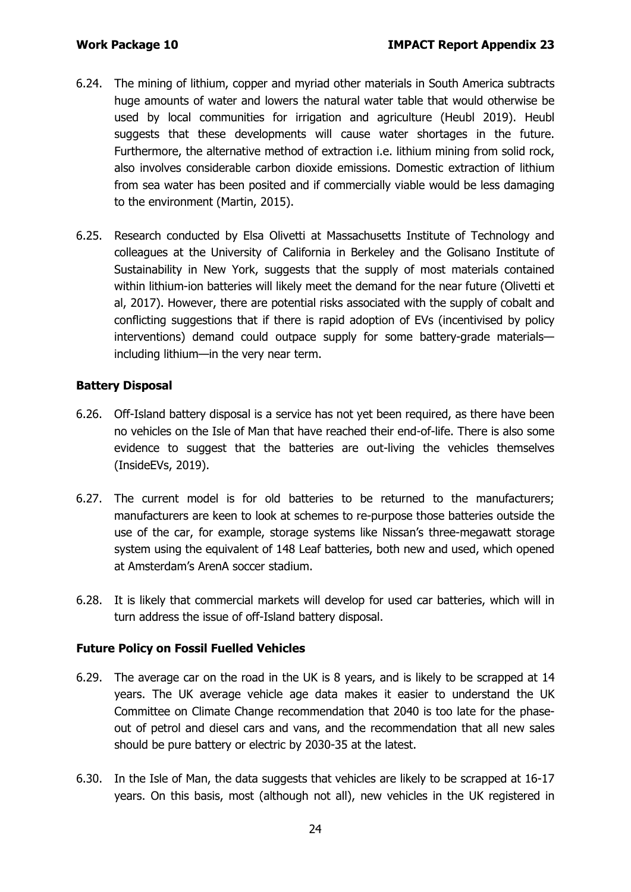6.24. The mining of lithium, copper and myriad other materials in South America subtracts huge amounts of water and lowers the natural water table that would otherwise be used by local communities for irrigation and agriculture (Heubl 2019). Heubl suggests that these developments will cause water shortages in the future. Furthermore, the alternative method of extraction i.e. lithium mining from solid rock, also involves considerable carbon dioxide emissions. Domestic extraction of lithium from sea water has been posited and if commercially viable would be less damaging to the environment (Martin, 2015).

6.25. Research conducted by Elsa Olivetti at Massachusetts Institute of Technology and colleagues at the University of California in Berkeley and the Golisano Institute of Sustainability in New York, suggests that the supply of most materials contained within lithium-ion batteries will likely meet the demand for the near future (Olivetti et al, 2017). However, there are potential risks associated with the supply of cobalt and conflicting suggestions that if there is rapid adoption of EVs (incentivised by policy interventions) demand could outpace supply for some battery-grade materials—including lithium—in the very near term.

**Battery Disposal**

6.26. Off-Island battery disposal is a service has not yet been required, as there have been no vehicles on the Isle of Man that have reached their end-of-life. There is also some evidence to suggest that the batteries are out-living the vehicles themselves (InsideEVs, 2019).

6.27. The current model is for old batteries to be returned to the manufacturers; manufacturers are keen to look at schemes to re-purpose those batteries outside the use of the car, for example, storage systems like Nissan's three-megawatt storage system using the equivalent of 148 Leaf batteries, both new and used, which opened at Amsterdam's ArenA soccer stadium.

6.28. It is likely that commercial markets will develop for used car batteries, which will in turn address the issue of off-Island battery disposal.

**Future Policy on Fossil Fuelled Vehicles**

6.29. The average car on the road in the UK is 8 years, and is likely to be scrapped at 14 years. The UK average vehicle age data makes it easier to understand the UK Committee on Climate Change recommendation that 2040 is too late for the phase-out of petrol and diesel cars and vans, and the recommendation that all new sales should be pure battery or electric by 2030-35 at the latest.

6.30. In the Isle of Man, the data suggests that vehicles are likely to be scrapped at 16-17 years. On this basis, most (although not all), new vehicles in the UK registered in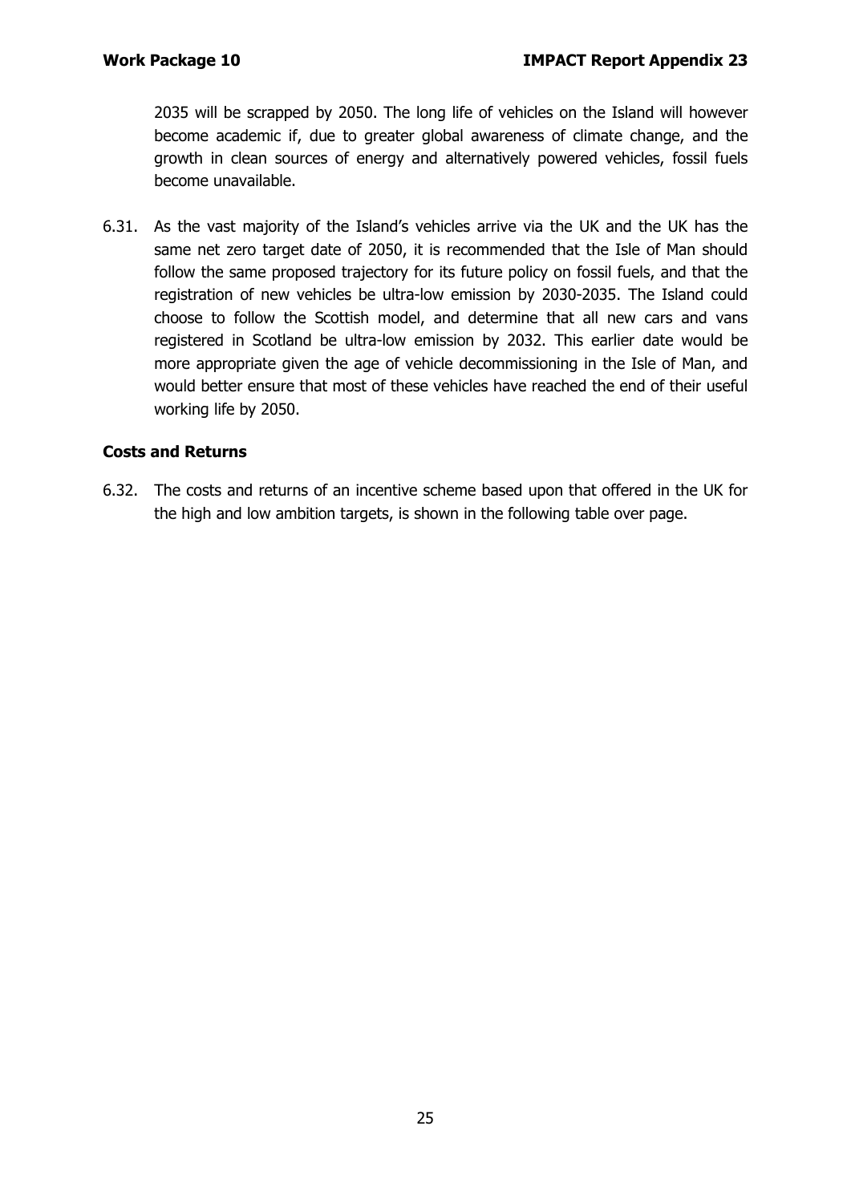2035 will be scrapped by 2050. The long life of vehicles on the Island will however become academic if, due to greater global awareness of climate change, and the growth in clean sources of energy and alternatively powered vehicles, fossil fuels become unavailable.

6.31. As the vast majority of the Island's vehicles arrive via the UK and the UK has the same net zero target date of 2050, it is recommended that the Isle of Man should follow the same proposed trajectory for its future policy on fossil fuels, and that the registration of new vehicles be ultra-low emission by 2030-2035. The Island could choose to follow the Scottish model, and determine that all new cars and vans registered in Scotland be ultra-low emission by 2032. This earlier date would be more appropriate given the age of vehicle decommissioning in the Isle of Man, and would better ensure that most of these vehicles have reached the end of their useful working life by 2050.

### Costs and Returns

6.32. The costs and returns of an incentive scheme based upon that offered in the UK for the high and low ambition targets, is shown in the following table over page.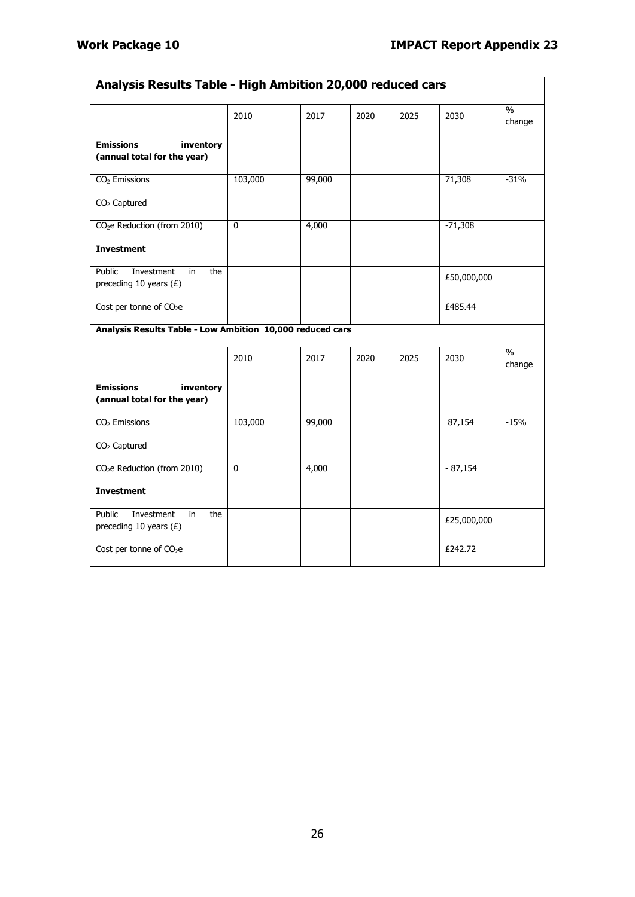## Analysis Results Table - High Ambition 20,000 reduced cars

| | 2010 | 2017 | 2020 | 2025 | 2030 | % change |
|---|---|---|---|---|---|---|
| **Emissions inventory (annual total for the year)** | | | | | | |
| $CO_2$ Emissions | 103,000 | 99,000 | | | 71,308 | -31% |
| $CO_2$ Captured | | | | | | |
| $CO_2e$ Reduction (from 2010) | 0 | 4,000 | | | -71,308 | |
| **Investment** | | | | | | |
| Public Investment in the preceding 10 years (£) | | | | | £50,000,000 | |
| Cost per tonne of $CO_2e$ | | | | | £485.44 | |

## Analysis Results Table - Low Ambition 10,000 reduced cars

| | 2010 | 2017 | 2020 | 2025 | 2030 | % change |
|---|---|---|---|---|---|---|
| **Emissions inventory (annual total for the year)** | | | | | | |
| $CO_2$ Emissions | 103,000 | 99,000 | | | 87,154 | -15% |
| $CO_2$ Captured | | | | | | |
| $CO_2e$ Reduction (from 2010) | 0 | 4,000 | | | - 87,154 | |
| **Investment** | | | | | | |
| Public Investment in the preceding 10 years (£) | | | | | £25,000,000 | |
| Cost per tonne of $CO_2e$ | | | | | £242.72 | |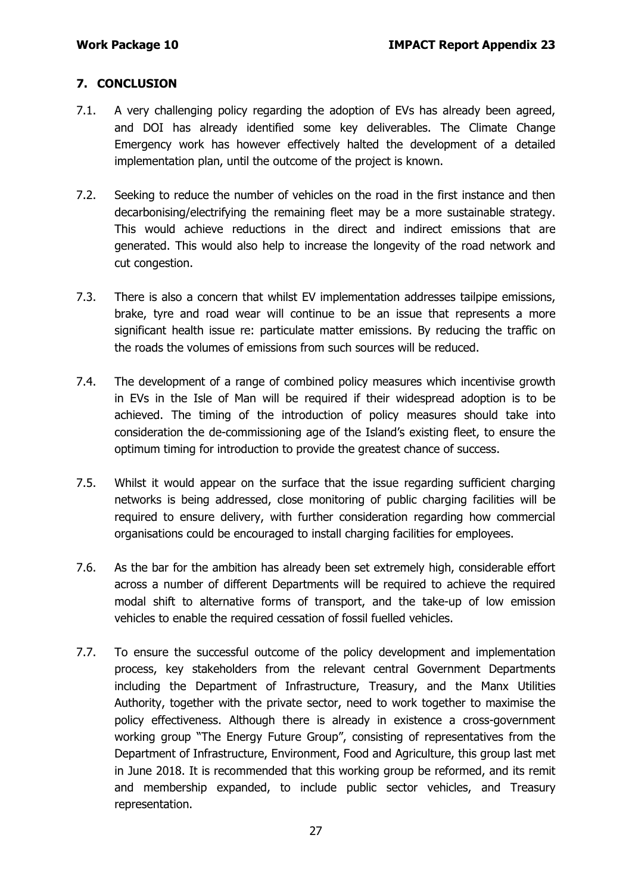## 7. CONCLUSION

7.1. A very challenging policy regarding the adoption of EVs has already been agreed, and DOI has already identified some key deliverables. The Climate Change Emergency work has however effectively halted the development of a detailed implementation plan, until the outcome of the project is known.

7.2. Seeking to reduce the number of vehicles on the road in the first instance and then decarbonising/electrifying the remaining fleet may be a more sustainable strategy. This would achieve reductions in the direct and indirect emissions that are generated. This would also help to increase the longevity of the road network and cut congestion.

7.3. There is also a concern that whilst EV implementation addresses tailpipe emissions, brake, tyre and road wear will continue to be an issue that represents a more significant health issue re: particulate matter emissions. By reducing the traffic on the roads the volumes of emissions from such sources will be reduced.

7.4. The development of a range of combined policy measures which incentivise growth in EVs in the Isle of Man will be required if their widespread adoption is to be achieved. The timing of the introduction of policy measures should take into consideration the de-commissioning age of the Island's existing fleet, to ensure the optimum timing for introduction to provide the greatest chance of success.

7.5. Whilst it would appear on the surface that the issue regarding sufficient charging networks is being addressed, close monitoring of public charging facilities will be required to ensure delivery, with further consideration regarding how commercial organisations could be encouraged to install charging facilities for employees.

7.6. As the bar for the ambition has already been set extremely high, considerable effort across a number of different Departments will be required to achieve the required modal shift to alternative forms of transport, and the take-up of low emission vehicles to enable the required cessation of fossil fuelled vehicles.

7.7. To ensure the successful outcome of the policy development and implementation process, key stakeholders from the relevant central Government Departments including the Department of Infrastructure, Treasury, and the Manx Utilities Authority, together with the private sector, need to work together to maximise the policy effectiveness. Although there is already in existence a cross-government working group "The Energy Future Group", consisting of representatives from the Department of Infrastructure, Environment, Food and Agriculture, this group last met in June 2018. It is recommended that this working group be reformed, and its remit and membership expanded, to include public sector vehicles, and Treasury representation.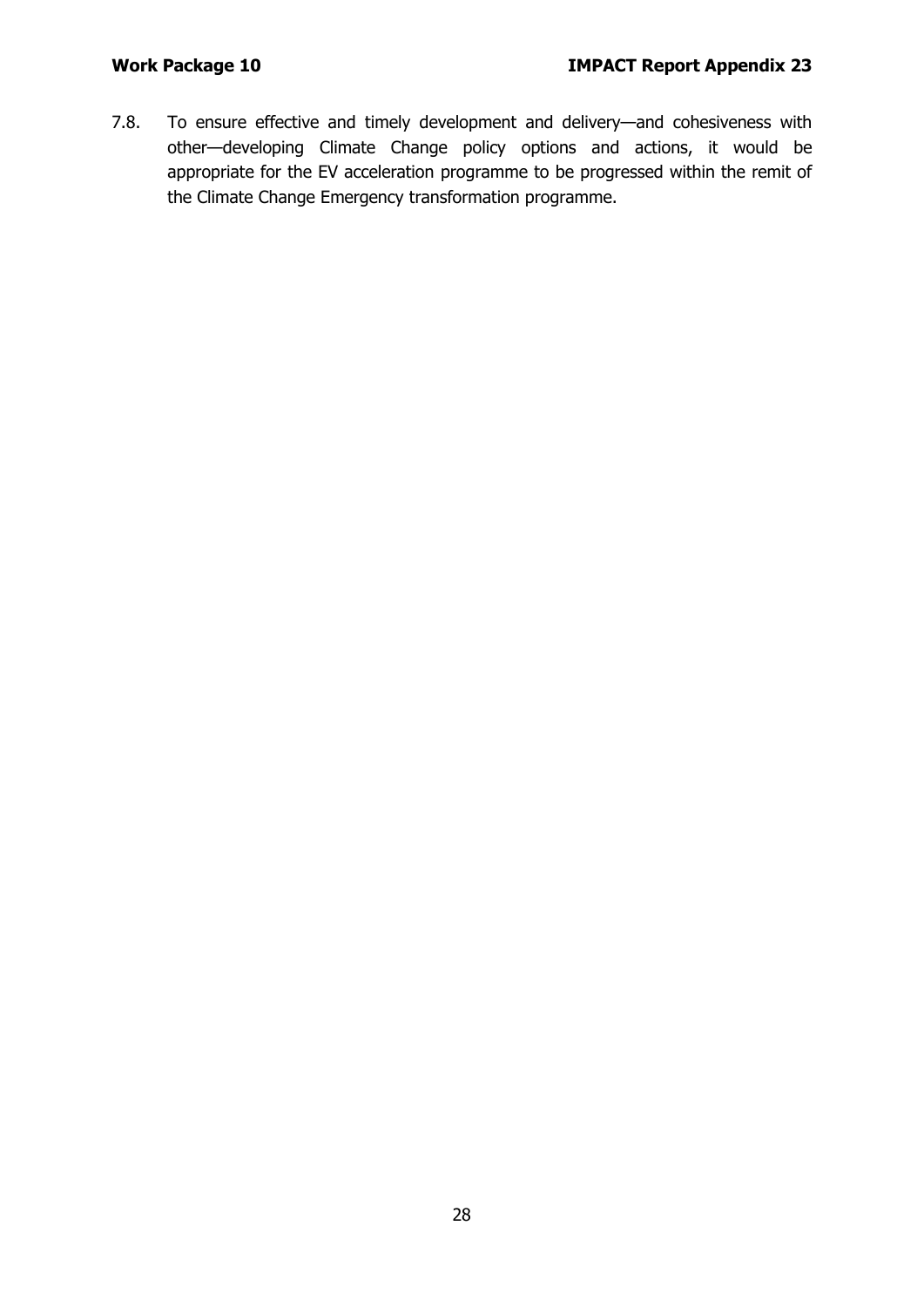7.8. To ensure effective and timely development and delivery—and cohesiveness with other—developing Climate Change policy options and actions, it would be appropriate for the EV acceleration programme to be progressed within the remit of the Climate Change Emergency transformation programme.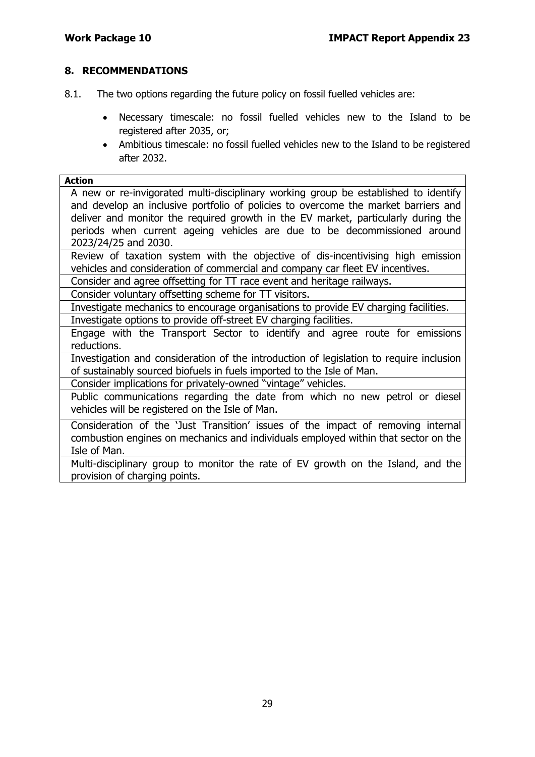## 8. RECOMMENDATIONS

8.1. The two options regarding the future policy on fossil fuelled vehicles are:

- Necessary timescale: no fossil fuelled vehicles new to the Island to be registered after 2035, or;
- Ambitious timescale: no fossil fuelled vehicles new to the Island to be registered after 2032.

| Action |
| --- |
| A new or re-invigorated multi-disciplinary working group be established to identify and develop an inclusive portfolio of policies to overcome the market barriers and deliver and monitor the required growth in the EV market, particularly during the periods when current ageing vehicles are due to be decommissioned around 2023/24/25 and 2030. |
| Review of taxation system with the objective of dis-incentivising high emission vehicles and consideration of commercial and company car fleet EV incentives. |
| Consider and agree offsetting for TT race event and heritage railways. |
| Consider voluntary offsetting scheme for TT visitors. |
| Investigate mechanics to encourage organisations to provide EV charging facilities. |
| Investigate options to provide off-street EV charging facilities. |
| Engage with the Transport Sector to identify and agree route for emissions reductions. |
| Investigation and consideration of the introduction of legislation to require inclusion of sustainably sourced biofuels in fuels imported to the Isle of Man. |
| Consider implications for privately-owned "vintage" vehicles. |
| Public communications regarding the date from which no new petrol or diesel vehicles will be registered on the Isle of Man. |
| Consideration of the 'Just Transition' issues of the impact of removing internal combustion engines on mechanics and individuals employed within that sector on the Isle of Man. |
| Multi-disciplinary group to monitor the rate of EV growth on the Island, and the provision of charging points. |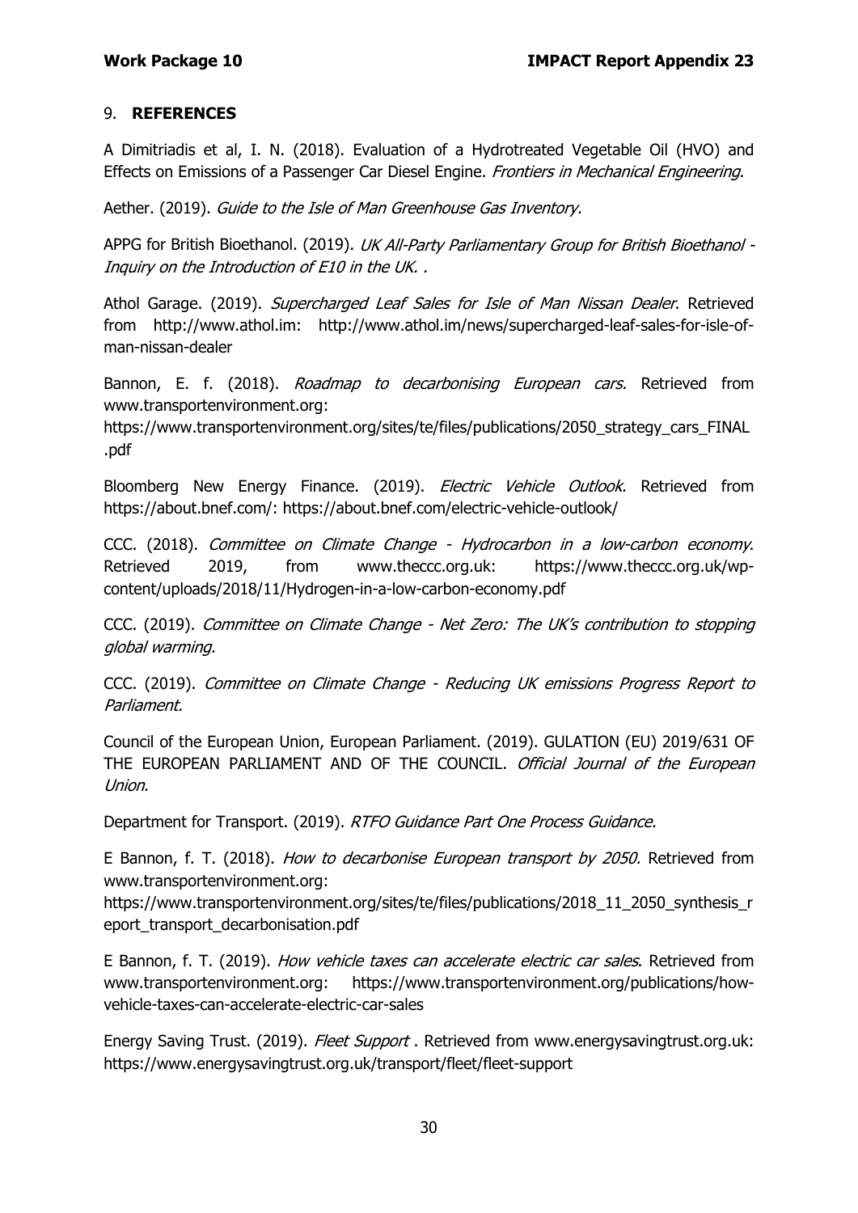## 9. **REFERENCES**

A Dimitriadis et al, I. N. (2018). Evaluation of a Hydrotreated Vegetable Oil (HVO) and Effects on Emissions of a Passenger Car Diesel Engine. *Frontiers in Mechanical Engineering*.

Aether. (2019). *Guide to the Isle of Man Greenhouse Gas Inventory.*

APPG for British Bioethanol. (2019). *UK All-Party Parliamentary Group for British Bioethanol - Inquiry on the Introduction of E10 in the UK. .*

Athol Garage. (2019). *Supercharged Leaf Sales for Isle of Man Nissan Dealer*. Retrieved from http://www.athol.im: http://www.athol.im/news/supercharged-leaf-sales-for-isle-of-man-nissan-dealer

Bannon, E. f. (2018). *Roadmap to decarbonising European cars.* Retrieved from www.transportenvironment.org: https://www.transportenvironment.org/sites/te/files/publications/2050_strategy_cars_FINAL.pdf

Bloomberg New Energy Finance. (2019). *Electric Vehicle Outlook*. Retrieved from https://about.bnef.com/: https://about.bnef.com/electric-vehicle-outlook/

CCC. (2018). *Committee on Climate Change - Hydrocarbon in a low-carbon economy*. Retrieved 2019, from www.theccc.org.uk: https://www.theccc.org.uk/wp-content/uploads/2018/11/Hydrogen-in-a-low-carbon-economy.pdf

CCC. (2019). *Committee on Climate Change - Net Zero: The UK's contribution to stopping global warming.*

CCC. (2019). *Committee on Climate Change - Reducing UK emissions Progress Report to Parliament.*

Council of the European Union, European Parliament. (2019). GULATION (EU) 2019/631 OF THE EUROPEAN PARLIAMENT AND OF THE COUNCIL. *Official Journal of the European Union*.

Department for Transport. (2019). *RTFO Guidance Part One Process Guidance.*

E Bannon, f. T. (2018). *How to decarbonise European transport by 2050.* Retrieved from www.transportenvironment.org: https://www.transportenvironment.org/sites/te/files/publications/2018_11_2050_synthesis_report_transport_decarbonisation.pdf

E Bannon, f. T. (2019). *How vehicle taxes can accelerate electric car sales*. Retrieved from www.transportenvironment.org: https://www.transportenvironment.org/publications/how-vehicle-taxes-can-accelerate-electric-car-sales

Energy Saving Trust. (2019). *Fleet Support* . Retrieved from www.energysavingtrust.org.uk: https://www.energysavingtrust.org.uk/transport/fleet/fleet-support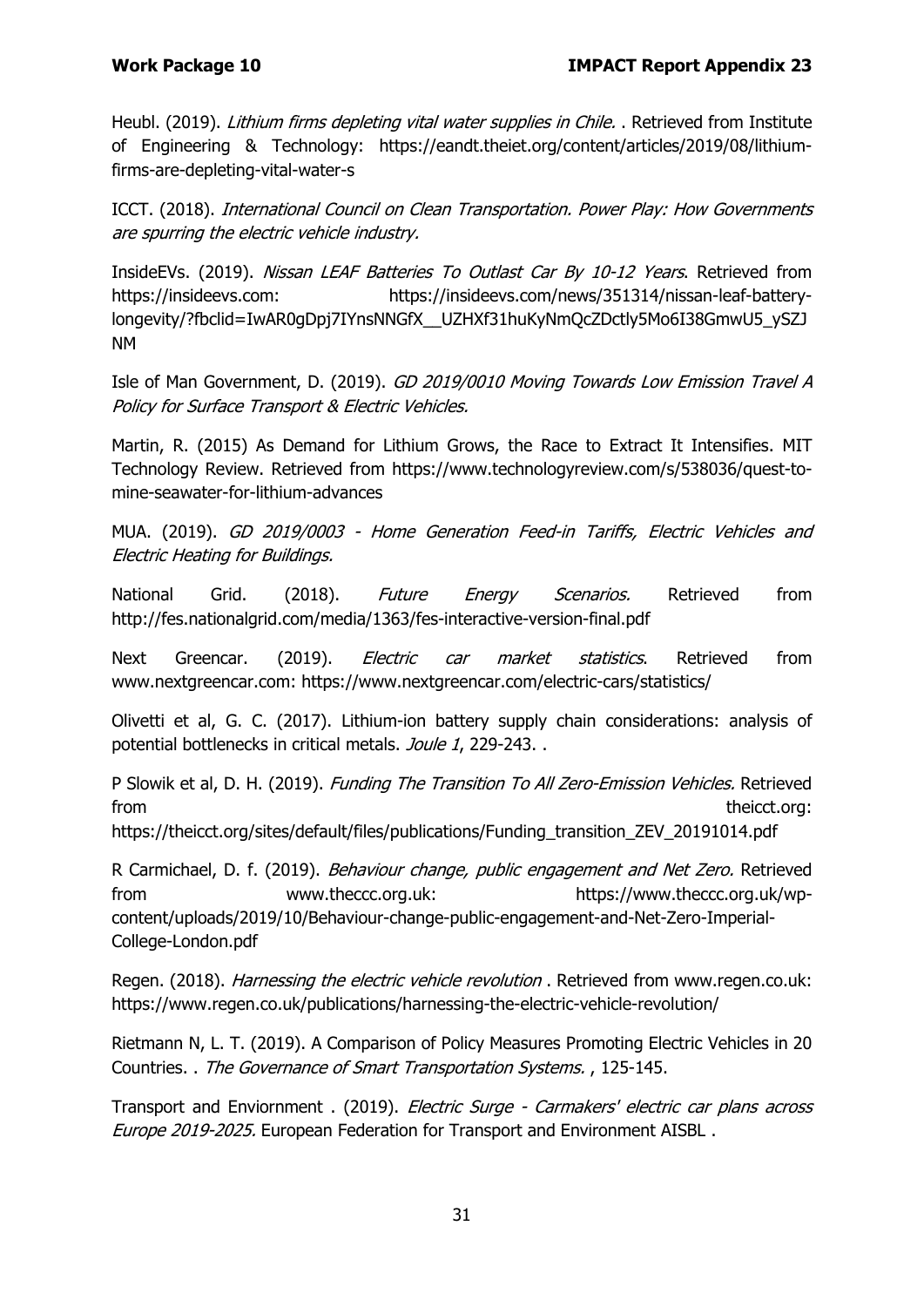Heubl. (2019). *Lithium firms depleting vital water supplies in Chile.* . Retrieved from Institute of Engineering & Technology: https://eandt.theiet.org/content/articles/2019/08/lithium-firms-are-depleting-vital-water-s

ICCT. (2018). *International Council on Clean Transportation. Power Play: How Governments are spurring the electric vehicle industry.*

InsideEVs. (2019). *Nissan LEAF Batteries To Outlast Car By 10-12 Years*. Retrieved from https://insideevs.com: https://insideevs.com/news/351314/nissan-leaf-battery-longevity/?fbclid=IwAR0gDpj7IYnsNNGfX__UZHXf31huKyNmQcZDctly5Mo6I38GmwU5_ySZJNM

Isle of Man Government, D. (2019). *GD 2019/0010 Moving Towards Low Emission Travel A Policy for Surface Transport & Electric Vehicles.*

Martin, R. (2015) As Demand for Lithium Grows, the Race to Extract It Intensifies. MIT Technology Review. Retrieved from https://www.technologyreview.com/s/538036/quest-to-mine-seawater-for-lithium-advances

MUA. (2019). *GD 2019/0003 - Home Generation Feed-in Tariffs, Electric Vehicles and Electric Heating for Buildings.*

National Grid. (2018). *Future Energy Scenarios.* Retrieved from http://fes.nationalgrid.com/media/1363/fes-interactive-version-final.pdf

Next Greencar. (2019). *Electric car market statistics*. Retrieved from www.nextgreencar.com: https://www.nextgreencar.com/electric-cars/statistics/

Olivetti et al, G. C. (2017). Lithium-ion battery supply chain considerations: analysis of potential bottlenecks in critical metals. *Joule 1*, 229-243. .

P Slowik et al, D. H. (2019). *Funding The Transition To All Zero-Emission Vehicles.* Retrieved from theicct.org: https://theicct.org/sites/default/files/publications/Funding_transition_ZEV_20191014.pdf

R Carmichael, D. f. (2019). *Behaviour change, public engagement and Net Zero.* Retrieved from www.theccc.org.uk: https://www.theccc.org.uk/wp-content/uploads/2019/10/Behaviour-change-public-engagement-and-Net-Zero-Imperial-College-London.pdf

Regen. (2018). *Harnessing the electric vehicle revolution* . Retrieved from www.regen.co.uk: https://www.regen.co.uk/publications/harnessing-the-electric-vehicle-revolution/

Rietmann N, L. T. (2019). A Comparison of Policy Measures Promoting Electric Vehicles in 20 Countries. . *The Governance of Smart Transportation Systems.* , 125-145.

Transport and Enviornment . (2019). *Electric Surge - Carmakers' electric car plans across Europe 2019-2025.* European Federation for Transport and Environment AISBL .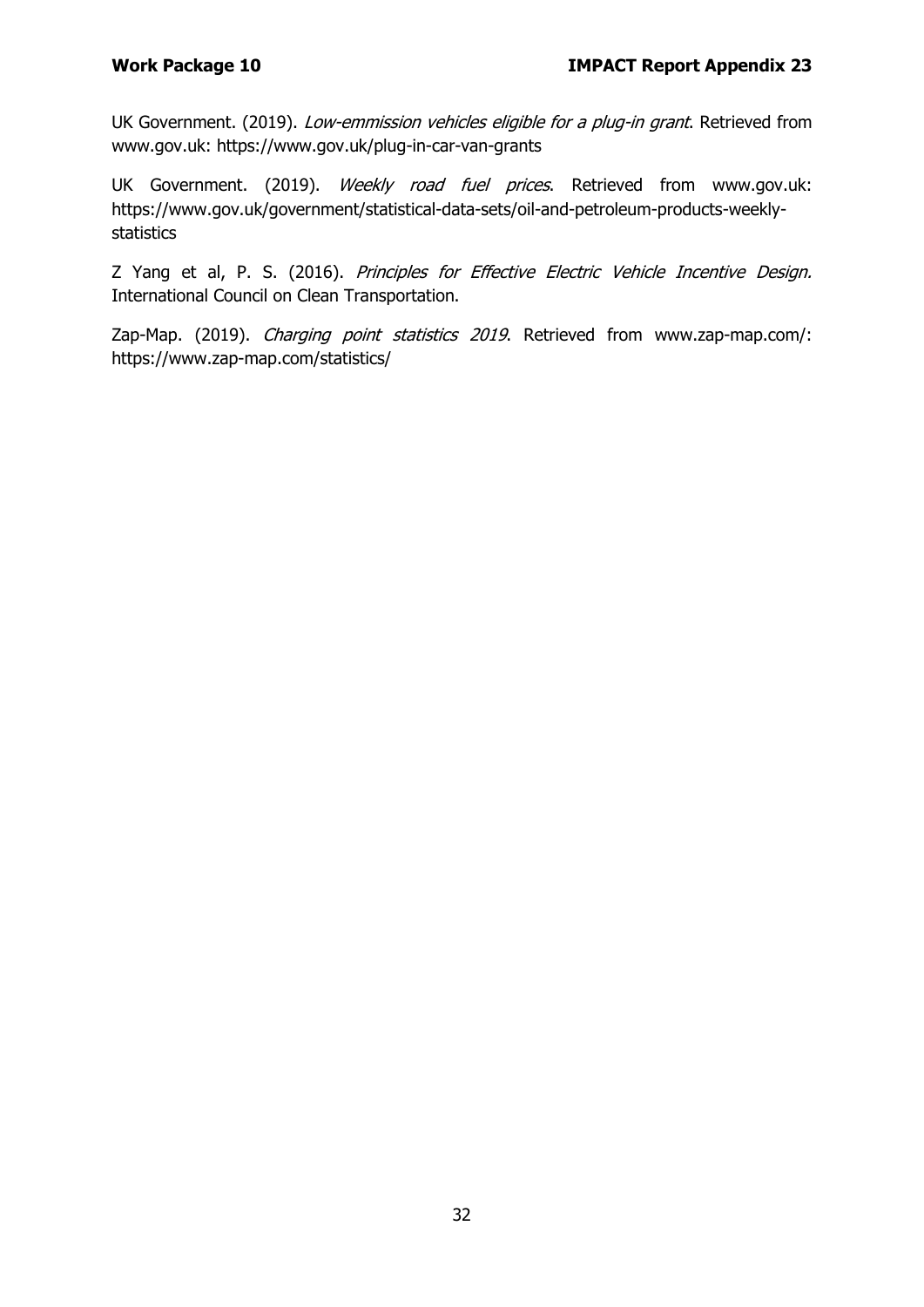UK Government. (2019). *Low-emmission vehicles eligible for a plug-in grant*. Retrieved from www.gov.uk: https://www.gov.uk/plug-in-car-van-grants

UK Government. (2019). *Weekly road fuel prices*. Retrieved from www.gov.uk: https://www.gov.uk/government/statistical-data-sets/oil-and-petroleum-products-weekly-statistics

Z Yang et al, P. S. (2016). *Principles for Effective Electric Vehicle Incentive Design.* International Council on Clean Transportation.

Zap-Map. (2019). *Charging point statistics 2019*. Retrieved from www.zap-map.com/: https://www.zap-map.com/statistics/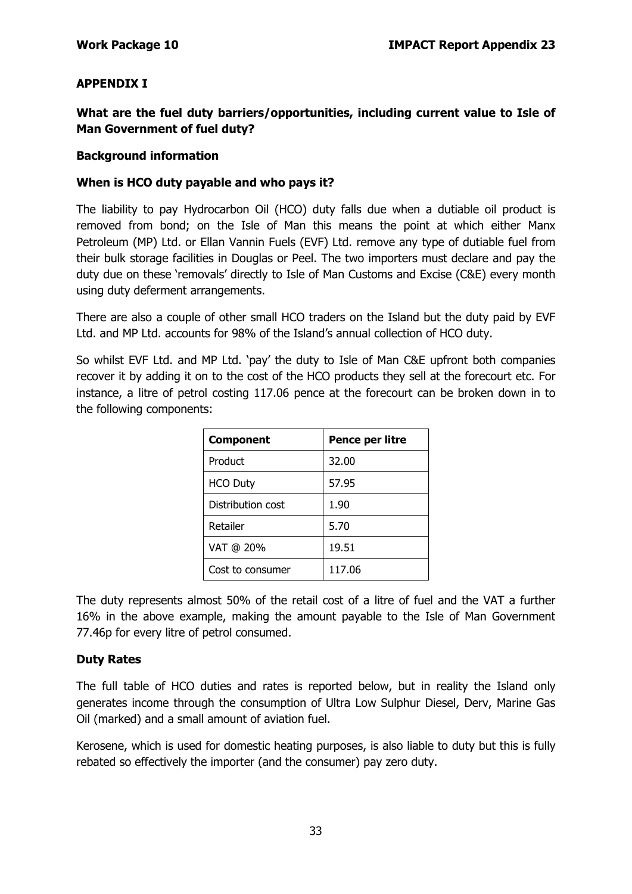## APPENDIX I

### What are the fuel duty barriers/opportunities, including current value to Isle of Man Government of fuel duty?

### Background information

### When is HCO duty payable and who pays it?

The liability to pay Hydrocarbon Oil (HCO) duty falls due when a dutiable oil product is removed from bond; on the Isle of Man this means the point at which either Manx Petroleum (MP) Ltd. or Ellan Vannin Fuels (EVF) Ltd. remove any type of dutiable fuel from their bulk storage facilities in Douglas or Peel. The two importers must declare and pay the duty due on these 'removals' directly to Isle of Man Customs and Excise (C&E) every month using duty deferment arrangements.

There are also a couple of other small HCO traders on the Island but the duty paid by EVF Ltd. and MP Ltd. accounts for 98% of the Island's annual collection of HCO duty.

So whilst EVF Ltd. and MP Ltd. 'pay' the duty to Isle of Man C&E upfront both companies recover it by adding it on to the cost of the HCO products they sell at the forecourt etc. For instance, a litre of petrol costing 117.06 pence at the forecourt can be broken down in to the following components:

| Component | Pence per litre |
|---|---|
| Product | 32.00 |
| HCO Duty | 57.95 |
| Distribution cost | 1.90 |
| Retailer | 5.70 |
| VAT @ 20% | 19.51 |
| Cost to consumer | 117.06 |

The duty represents almost 50% of the retail cost of a litre of fuel and the VAT a further 16% in the above example, making the amount payable to the Isle of Man Government 77.46p for every litre of petrol consumed.

### Duty Rates

The full table of HCO duties and rates is reported below, but in reality the Island only generates income through the consumption of Ultra Low Sulphur Diesel, Derv, Marine Gas Oil (marked) and a small amount of aviation fuel.

Kerosene, which is used for domestic heating purposes, is also liable to duty but this is fully rebated so effectively the importer (and the consumer) pay zero duty.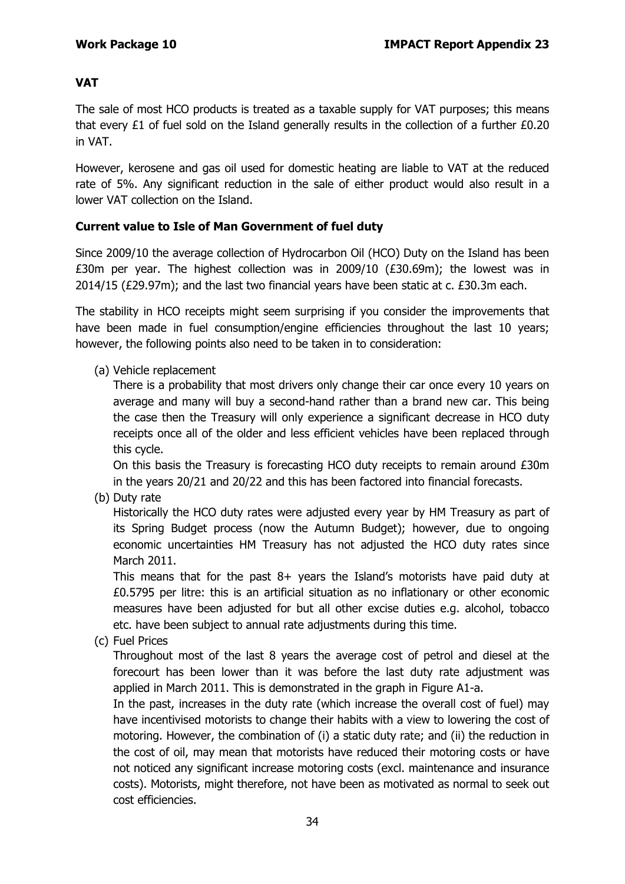**VAT**

The sale of most HCO products is treated as a taxable supply for VAT purposes; this means that every £1 of fuel sold on the Island generally results in the collection of a further £0.20 in VAT.

However, kerosene and gas oil used for domestic heating are liable to VAT at the reduced rate of 5%. Any significant reduction in the sale of either product would also result in a lower VAT collection on the Island.

**Current value to Isle of Man Government of fuel duty**

Since 2009/10 the average collection of Hydrocarbon Oil (HCO) Duty on the Island has been £30m per year. The highest collection was in 2009/10 (£30.69m); the lowest was in 2014/15 (£29.97m); and the last two financial years have been static at c. £30.3m each.

The stability in HCO receipts might seem surprising if you consider the improvements that have been made in fuel consumption/engine efficiencies throughout the last 10 years; however, the following points also need to be taken in to consideration:

(a) Vehicle replacement

There is a probability that most drivers only change their car once every 10 years on average and many will buy a second-hand rather than a brand new car. This being the case then the Treasury will only experience a significant decrease in HCO duty receipts once all of the older and less efficient vehicles have been replaced through this cycle.

On this basis the Treasury is forecasting HCO duty receipts to remain around £30m in the years 20/21 and 20/22 and this has been factored into financial forecasts.

(b) Duty rate

Historically the HCO duty rates were adjusted every year by HM Treasury as part of its Spring Budget process (now the Autumn Budget); however, due to ongoing economic uncertainties HM Treasury has not adjusted the HCO duty rates since March 2011.

This means that for the past 8+ years the Island's motorists have paid duty at £0.5795 per litre: this is an artificial situation as no inflationary or other economic measures have been adjusted for but all other excise duties e.g. alcohol, tobacco etc. have been subject to annual rate adjustments during this time.

(c) Fuel Prices

Throughout most of the last 8 years the average cost of petrol and diesel at the forecourt has been lower than it was before the last duty rate adjustment was applied in March 2011. This is demonstrated in the graph in Figure A1-a.

In the past, increases in the duty rate (which increase the overall cost of fuel) may have incentivised motorists to change their habits with a view to lowering the cost of motoring. However, the combination of (i) a static duty rate; and (ii) the reduction in the cost of oil, may mean that motorists have reduced their motoring costs or have not noticed any significant increase motoring costs (excl. maintenance and insurance costs). Motorists, might therefore, not have been as motivated as normal to seek out cost efficiencies.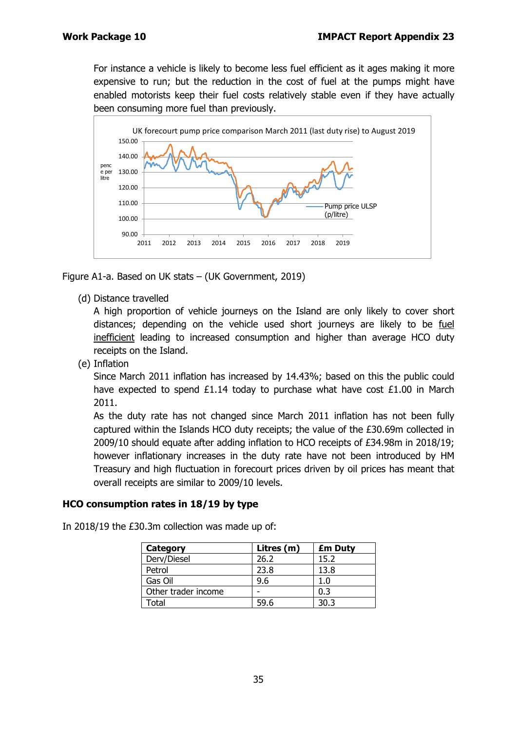For instance a vehicle is likely to become less fuel efficient as it ages making it more expensive to run; but the reduction in the cost of fuel at the pumps might have enabled motorists keep their fuel costs relatively stable even if they have actually been consuming more fuel than previously.

Figure A1-a. Based on UK stats – (UK Government, 2019)

(d) Distance travelled

A high proportion of vehicle journeys on the Island are only likely to cover short distances; depending on the vehicle used short journeys are likely to be fuel inefficient leading to increased consumption and higher than average HCO duty receipts on the Island.

(e) Inflation

Since March 2011 inflation has increased by 14.43%; based on this the public could have expected to spend £1.14 today to purchase what have cost £1.00 in March 2011.

As the duty rate has not changed since March 2011 inflation has not been fully captured within the Islands HCO duty receipts; the value of the £30.69m collected in 2009/10 should equate after adding inflation to HCO receipts of £34.98m in 2018/19; however inflationary increases in the duty rate have not been introduced by HM Treasury and high fluctuation in forecourt prices driven by oil prices has meant that overall receipts are similar to 2009/10 levels.

**HCO consumption rates in 18/19 by type**

In 2018/19 the £30.3m collection was made up of:

| Category | Litres (m) | £m Duty |
|---|---|---|
| Derv/Diesel | 26.2 | 15.2 |
| Petrol | 23.8 | 13.8 |
| Gas Oil | 9.6 | 1.0 |
| Other trader income | - | 0.3 |
| Total | 59.6 | 30.3 |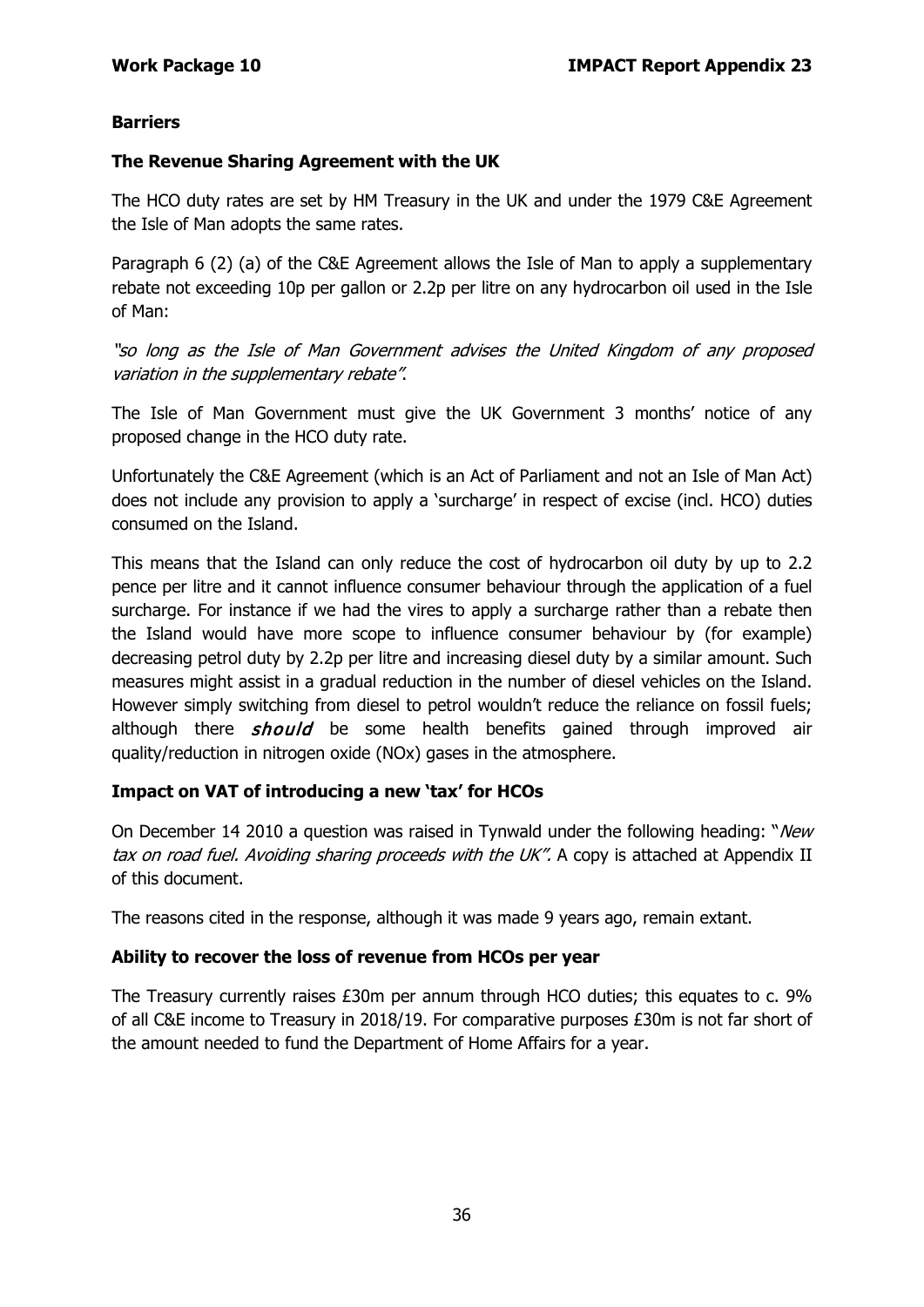## Barriers

### The Revenue Sharing Agreement with the UK

The HCO duty rates are set by HM Treasury in the UK and under the 1979 C&E Agreement the Isle of Man adopts the same rates.

Paragraph 6 (2) (a) of the C&E Agreement allows the Isle of Man to apply a supplementary rebate not exceeding 10p per gallon or 2.2p per litre on any hydrocarbon oil used in the Isle of Man:

*"so long as the Isle of Man Government advises the United Kingdom of any proposed variation in the supplementary rebate"*.

The Isle of Man Government must give the UK Government 3 months' notice of any proposed change in the HCO duty rate.

Unfortunately the C&E Agreement (which is an Act of Parliament and not an Isle of Man Act) does not include any provision to apply a 'surcharge' in respect of excise (incl. HCO) duties consumed on the Island.

This means that the Island can only reduce the cost of hydrocarbon oil duty by up to 2.2 pence per litre and it cannot influence consumer behaviour through the application of a fuel surcharge. For instance if we had the vires to apply a surcharge rather than a rebate then the Island would have more scope to influence consumer behaviour by (for example) decreasing petrol duty by 2.2p per litre and increasing diesel duty by a similar amount. Such measures might assist in a gradual reduction in the number of diesel vehicles on the Island. However simply switching from diesel to petrol wouldn't reduce the reliance on fossil fuels; although there ***should*** be some health benefits gained through improved air quality/reduction in nitrogen oxide (NOx) gases in the atmosphere.

### Impact on VAT of introducing a new 'tax' for HCOs

On December 14 2010 a question was raised in Tynwald under the following heading: "*New tax on road fuel. Avoiding sharing proceeds with the UK"*. A copy is attached at Appendix II of this document.

The reasons cited in the response, although it was made 9 years ago, remain extant.

### Ability to recover the loss of revenue from HCOs per year

The Treasury currently raises £30m per annum through HCO duties; this equates to c. 9% of all C&E income to Treasury in 2018/19. For comparative purposes £30m is not far short of the amount needed to fund the Department of Home Affairs for a year.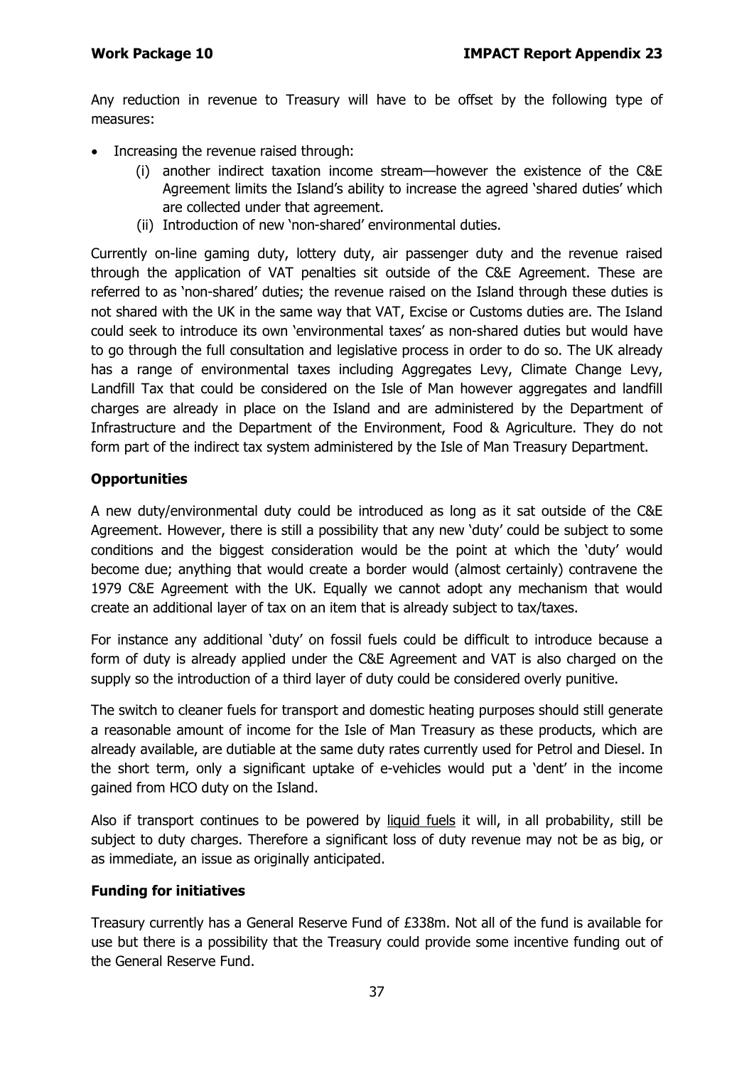Any reduction in revenue to Treasury will have to be offset by the following type of measures:

- Increasing the revenue raised through:
    - (i) another indirect taxation income stream—however the existence of the C&E Agreement limits the Island's ability to increase the agreed 'shared duties' which are collected under that agreement.
    - (ii) Introduction of new 'non-shared' environmental duties.

Currently on-line gaming duty, lottery duty, air passenger duty and the revenue raised through the application of VAT penalties sit outside of the C&E Agreement. These are referred to as 'non-shared' duties; the revenue raised on the Island through these duties is not shared with the UK in the same way that VAT, Excise or Customs duties are. The Island could seek to introduce its own 'environmental taxes' as non-shared duties but would have to go through the full consultation and legislative process in order to do so. The UK already has a range of environmental taxes including Aggregates Levy, Climate Change Levy, Landfill Tax that could be considered on the Isle of Man however aggregates and landfill charges are already in place on the Island and are administered by the Department of Infrastructure and the Department of the Environment, Food & Agriculture. They do not form part of the indirect tax system administered by the Isle of Man Treasury Department.

**Opportunities**

A new duty/environmental duty could be introduced as long as it sat outside of the C&E Agreement. However, there is still a possibility that any new 'duty' could be subject to some conditions and the biggest consideration would be the point at which the 'duty' would become due; anything that would create a border would (almost certainly) contravene the 1979 C&E Agreement with the UK. Equally we cannot adopt any mechanism that would create an additional layer of tax on an item that is already subject to tax/taxes.

For instance any additional 'duty' on fossil fuels could be difficult to introduce because a form of duty is already applied under the C&E Agreement and VAT is also charged on the supply so the introduction of a third layer of duty could be considered overly punitive.

The switch to cleaner fuels for transport and domestic heating purposes should still generate a reasonable amount of income for the Isle of Man Treasury as these products, which are already available, are dutiable at the same duty rates currently used for Petrol and Diesel. In the short term, only a significant uptake of e-vehicles would put a 'dent' in the income gained from HCO duty on the Island.

Also if transport continues to be powered by liquid fuels it will, in all probability, still be subject to duty charges. Therefore a significant loss of duty revenue may not be as big, or as immediate, an issue as originally anticipated.

**Funding for initiatives**

Treasury currently has a General Reserve Fund of £338m. Not all of the fund is available for use but there is a possibility that the Treasury could provide some incentive funding out of the General Reserve Fund.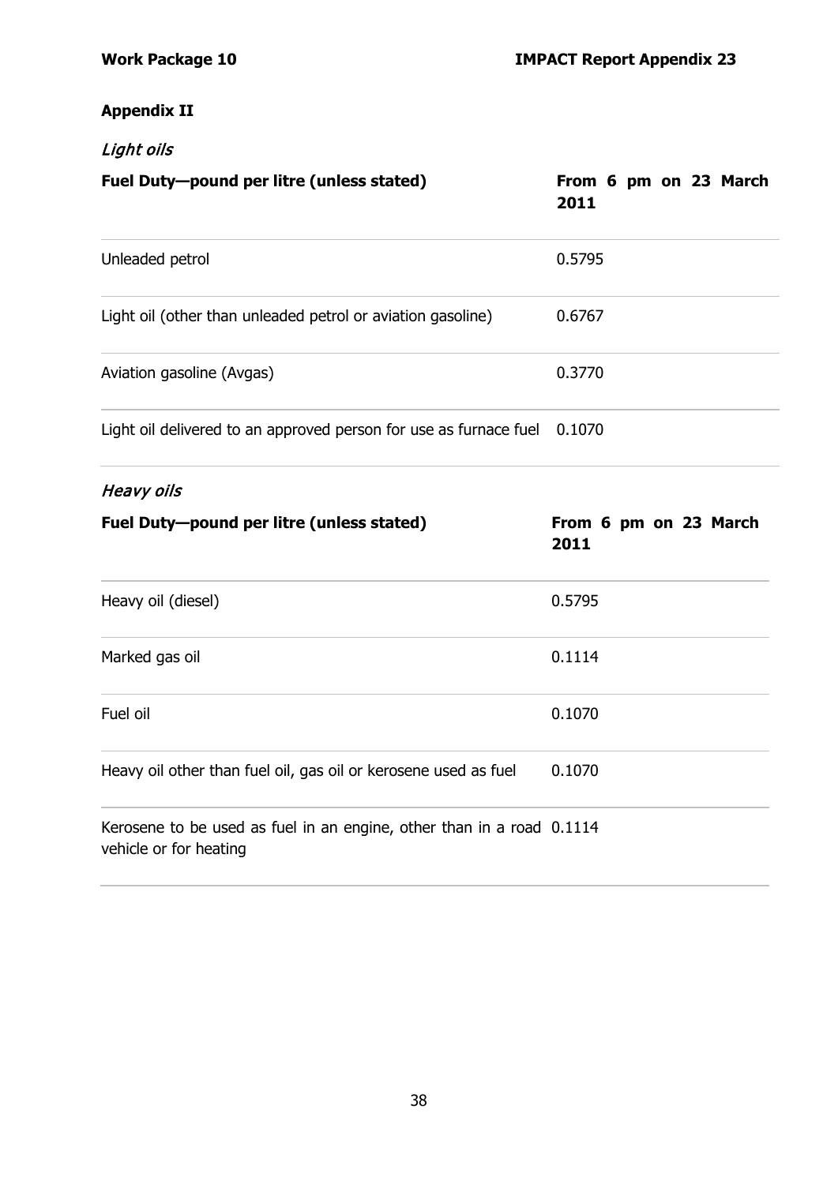## Appendix II

### *Light oils*

| Fuel Duty—pound per litre (unless stated) | From 6 pm on 23 March 2011 |
|---|---|
| Unleaded petrol | 0.5795 |
| Light oil (other than unleaded petrol or aviation gasoline) | 0.6767 |
| Aviation gasoline (Avgas) | 0.3770 |
| Light oil delivered to an approved person for use as furnace fuel | 0.1070 |

### *Heavy oils*

| Fuel Duty—pound per litre (unless stated) | From 6 pm on 23 March 2011 |
|---|---|
| Heavy oil (diesel) | 0.5795 |
| Marked gas oil | 0.1114 |
| Fuel oil | 0.1070 |
| Heavy oil other than fuel oil, gas oil or kerosene used as fuel | 0.1070 |
| Kerosene to be used as fuel in an engine, other than in a road vehicle or for heating | 0.1114 |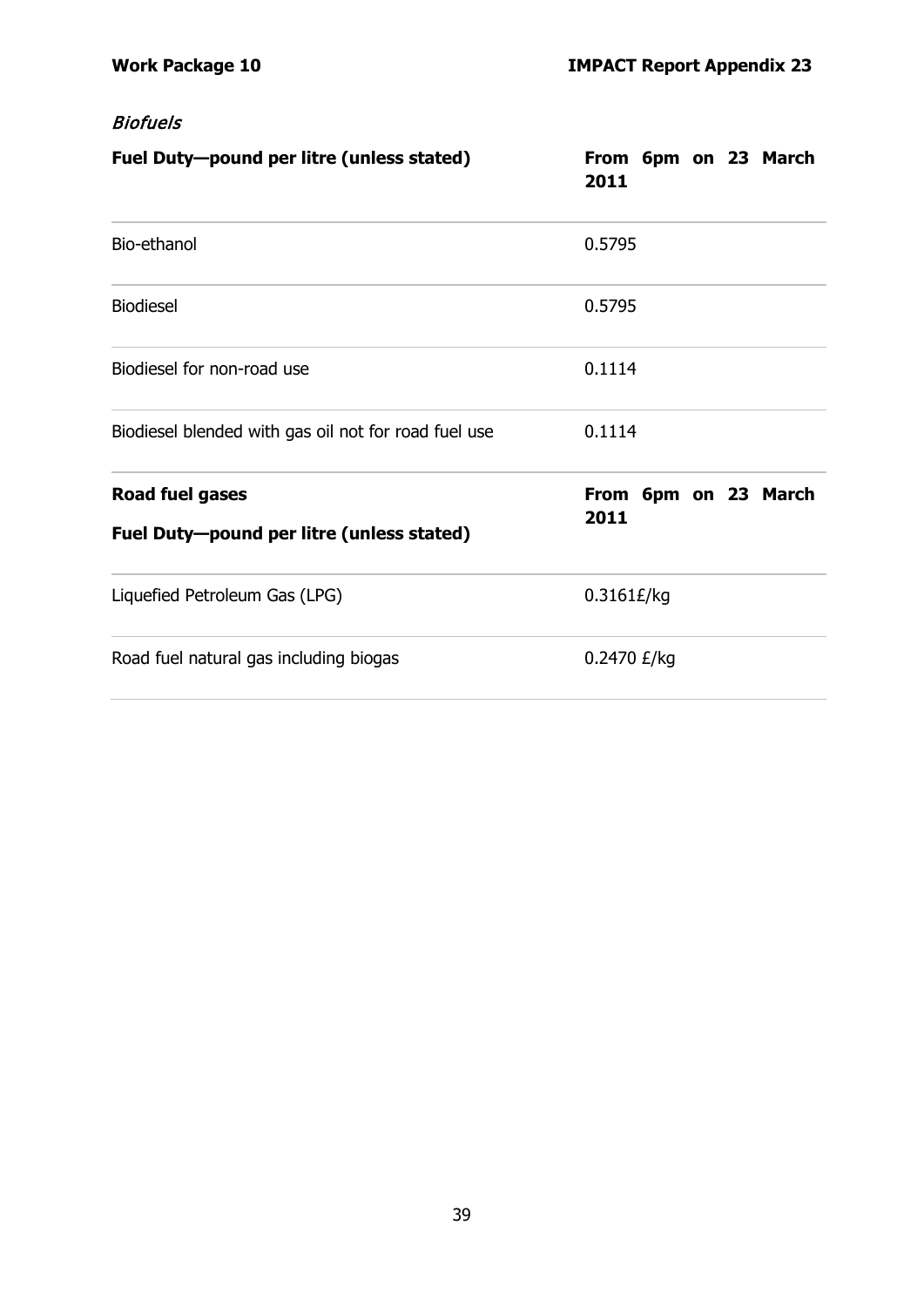*Biofuels*

| Fuel Duty—pound per litre (unless stated) | From 6pm on 23 March 2011 |
| --- | --- |
| Bio-ethanol | 0.5795 |
| Biodiesel | 0.5795 |
| Biodiesel for non-road use | 0.1114 |
| Biodiesel blended with gas oil not for road fuel use | 0.1114 |

| **Road fuel gases** Fuel Duty—pound per litre (unless stated) | From 6pm on 23 March 2011 |
| --- | --- |
| Liquefied Petroleum Gas (LPG) | 0.3161£/kg |
| Road fuel natural gas including biogas | 0.2470 £/kg |